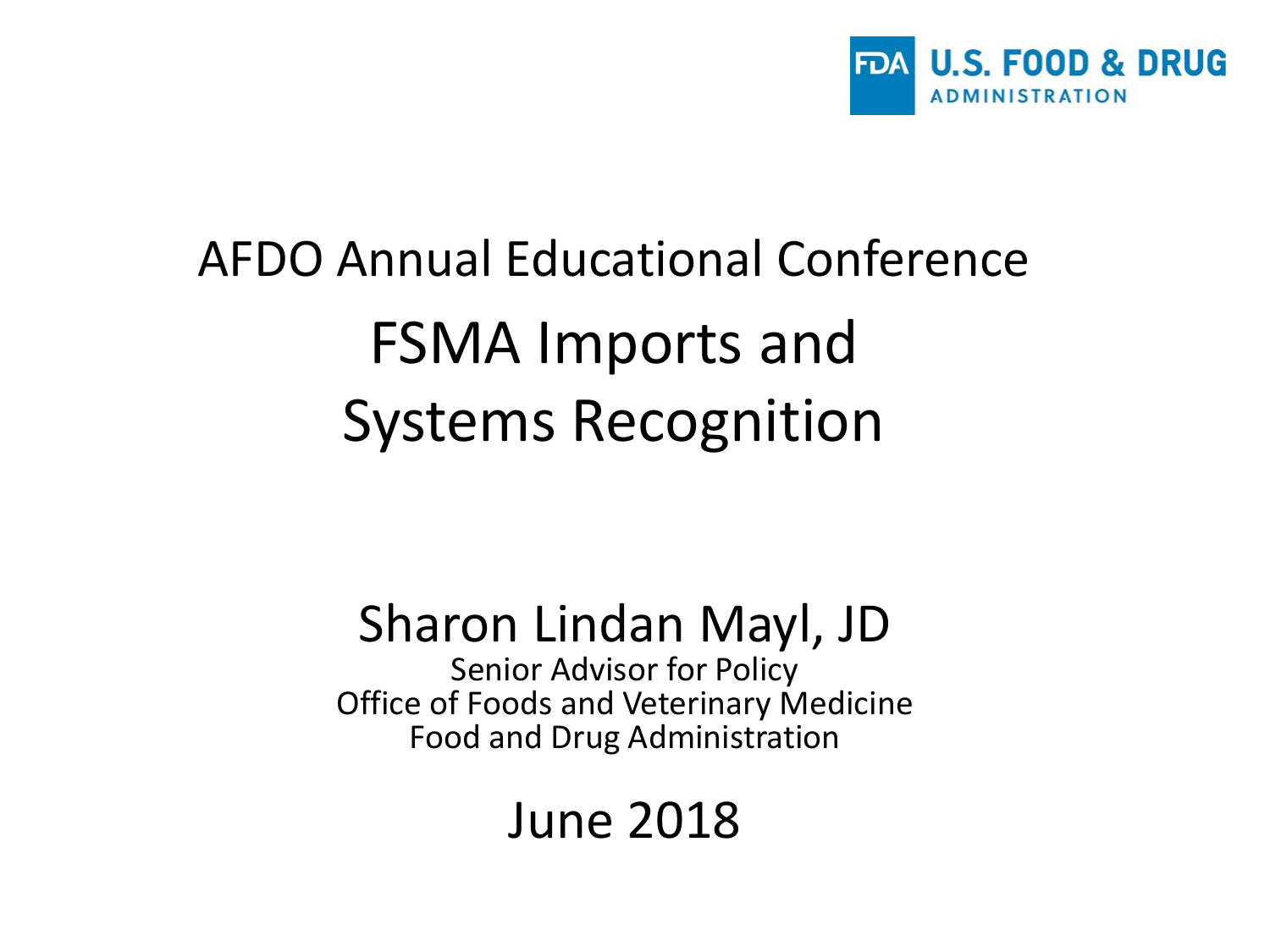FDA U.S. FOOD & DRUG ADMINISTRATION

AFDO Annual Educational Conference

# FSMA Imports and Systems Recognition

Sharon Lindan Mayl, JD
Senior Advisor for Policy
Office of Foods and Veterinary Medicine
Food and Drug Administration

June 2018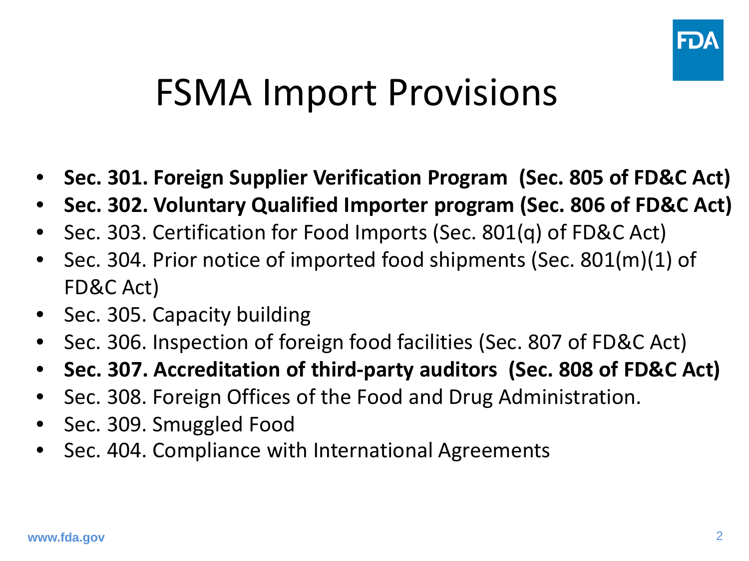# FSMA Import Provisions

- **Sec. 301. Foreign Supplier Verification Program (Sec. 805 of FD&C Act)**
- **Sec. 302. Voluntary Qualified Importer program (Sec. 806 of FD&C Act)**
- Sec. 303. Certification for Food Imports (Sec. 801(q) of FD&C Act)
- Sec. 304. Prior notice of imported food shipments (Sec. 801(m)(1) of FD&C Act)
- Sec. 305. Capacity building
- Sec. 306. Inspection of foreign food facilities (Sec. 807 of FD&C Act)
- **Sec. 307. Accreditation of third-party auditors (Sec. 808 of FD&C Act)**
- Sec. 308. Foreign Offices of the Food and Drug Administration.
- Sec. 309. Smuggled Food
- Sec. 404. Compliance with International Agreements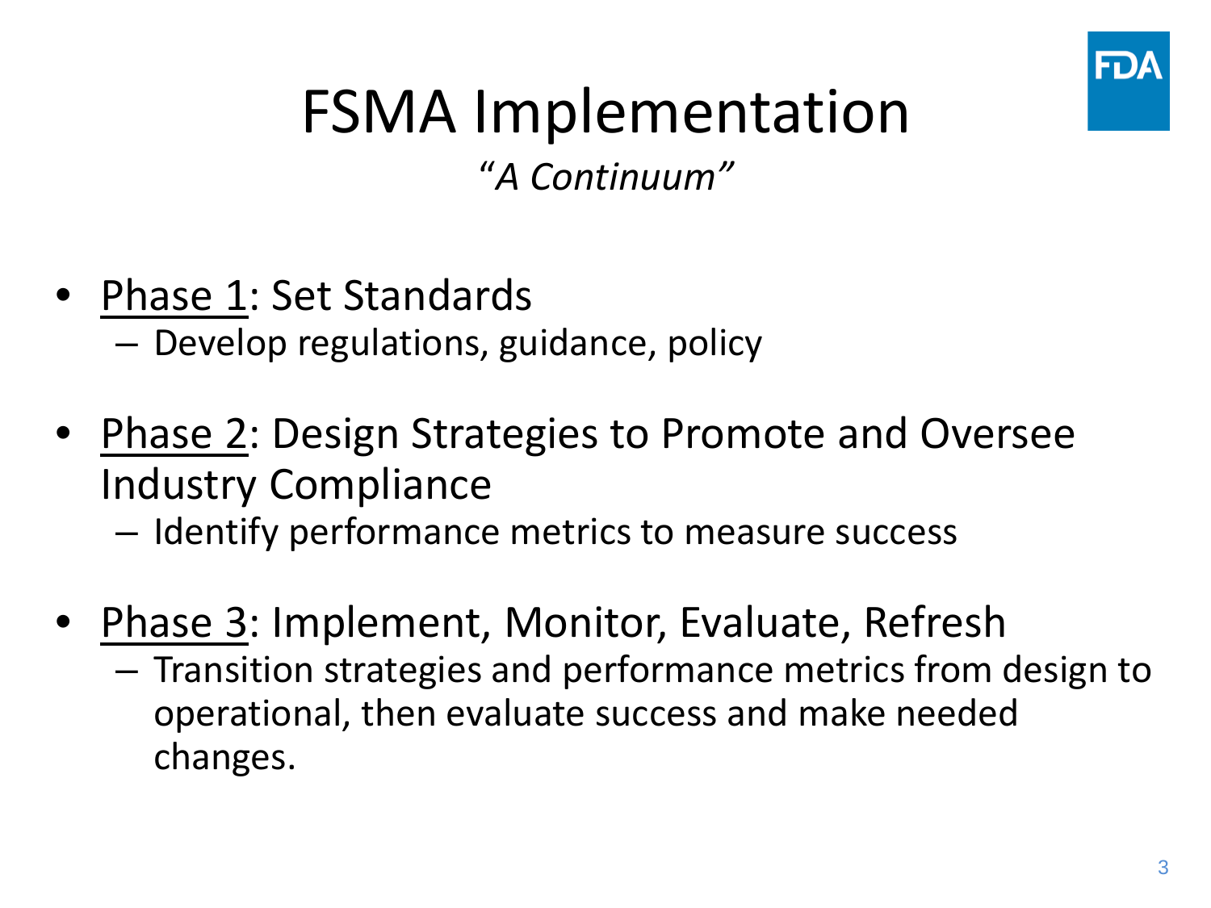# FSMA Implementation

*"A Continuum"*

- Phase 1: Set Standards
  - Develop regulations, guidance, policy
- Phase 2: Design Strategies to Promote and Oversee Industry Compliance
  - Identify performance metrics to measure success
- Phase 3: Implement, Monitor, Evaluate, Refresh
  - Transition strategies and performance metrics from design to operational, then evaluate success and make needed changes.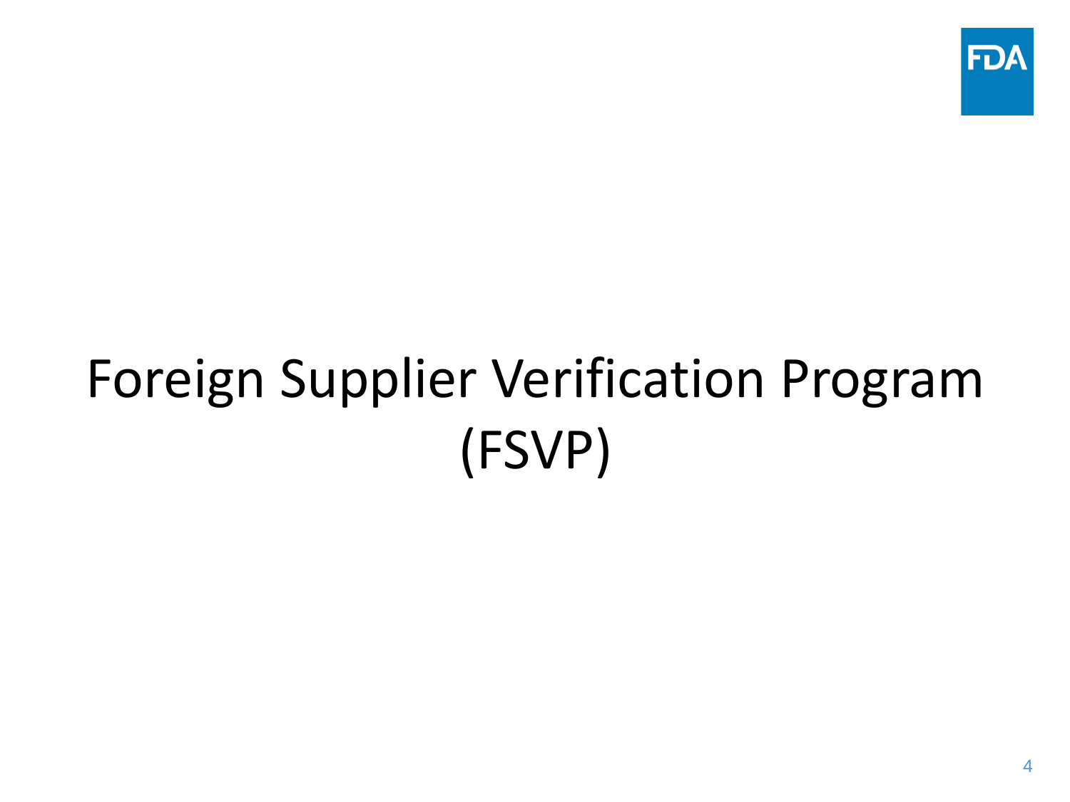# Foreign Supplier Verification Program (FSVP)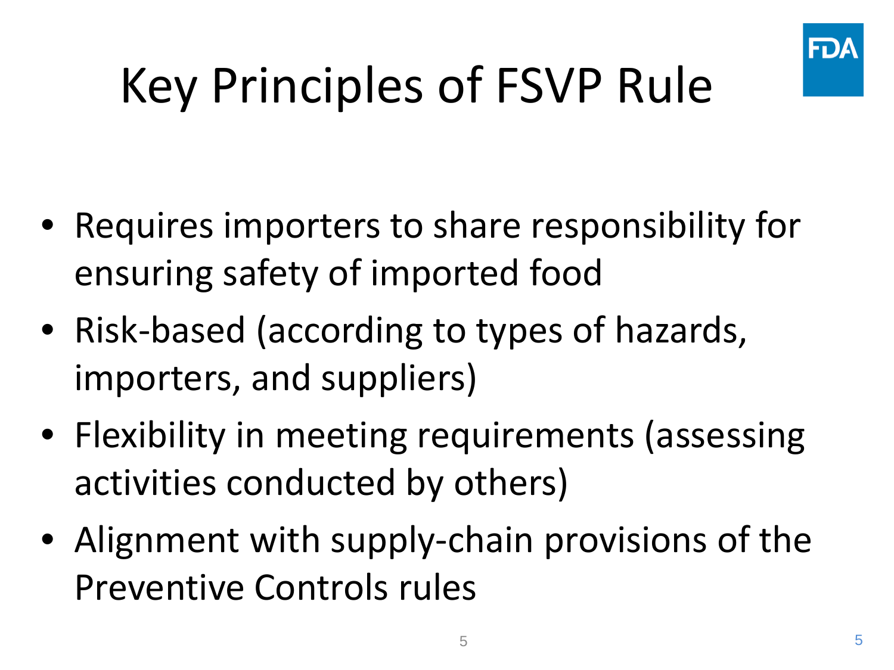# Key Principles of FSVP Rule

- Requires importers to share responsibility for ensuring safety of imported food
- Risk-based (according to types of hazards, importers, and suppliers)
- Flexibility in meeting requirements (assessing activities conducted by others)
- Alignment with supply-chain provisions of the Preventive Controls rules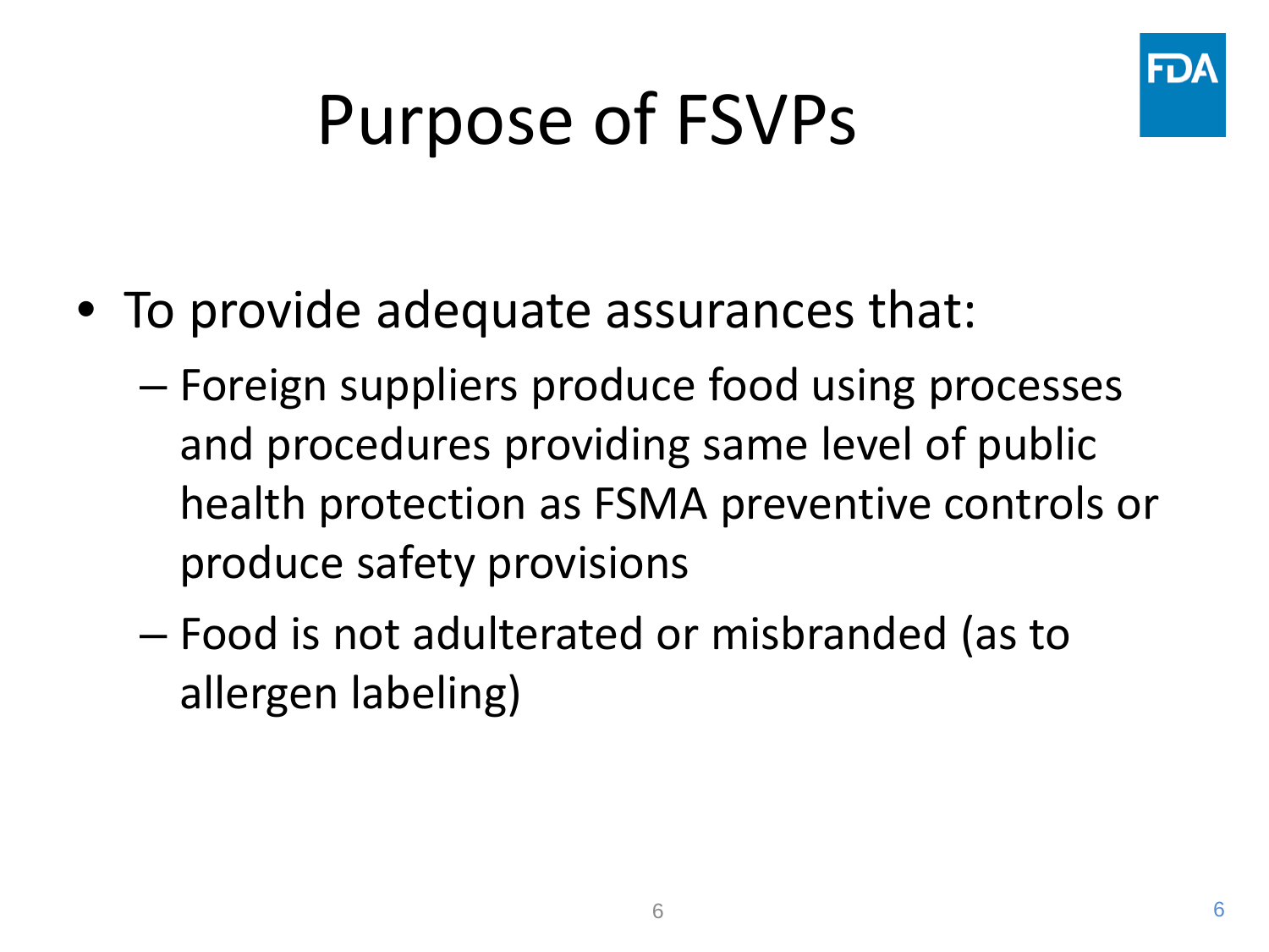# Purpose of FSVPs

- To provide adequate assurances that:
  - Foreign suppliers produce food using processes and procedures providing same level of public health protection as FSMA preventive controls or produce safety provisions
  - Food is not adulterated or misbranded (as to allergen labeling)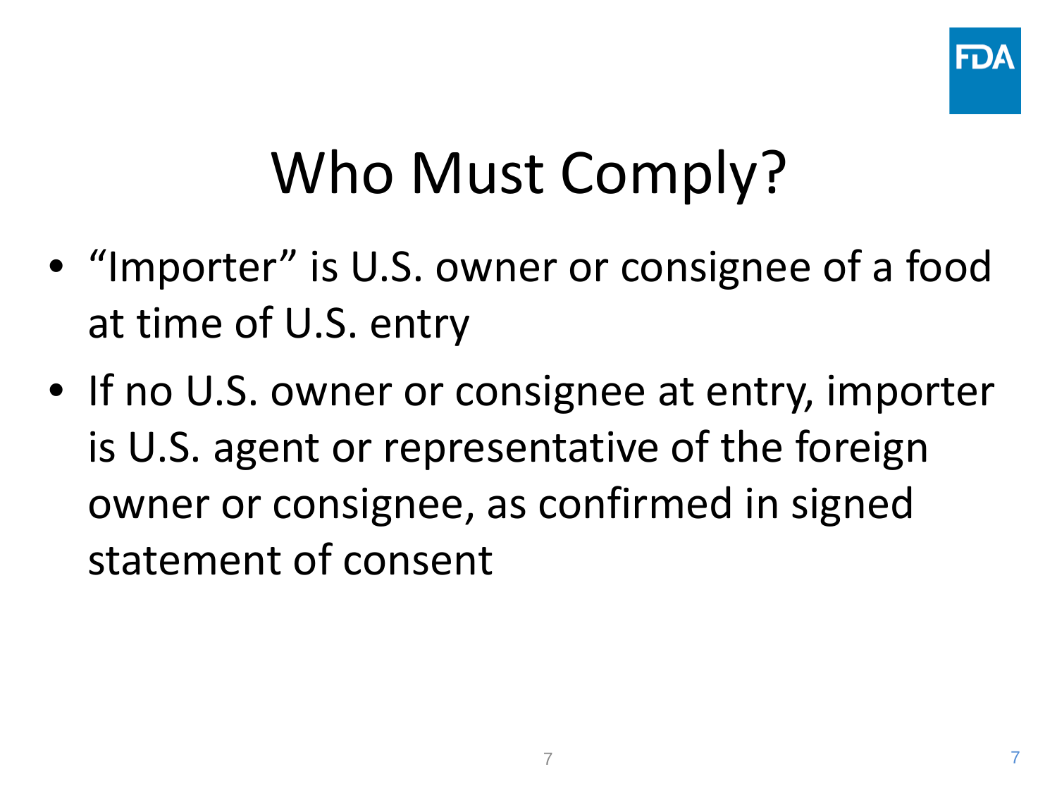# Who Must Comply?

- "Importer" is U.S. owner or consignee of a food at time of U.S. entry
- If no U.S. owner or consignee at entry, importer is U.S. agent or representative of the foreign owner or consignee, as confirmed in signed statement of consent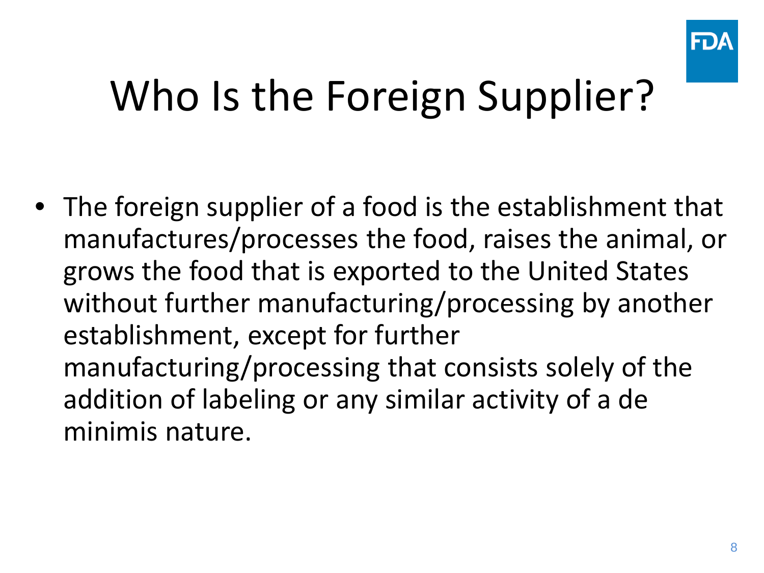# Who Is the Foreign Supplier?

- The foreign supplier of a food is the establishment that manufactures/processes the food, raises the animal, or grows the food that is exported to the United States without further manufacturing/processing by another establishment, except for further manufacturing/processing that consists solely of the addition of labeling or any similar activity of a de minimis nature.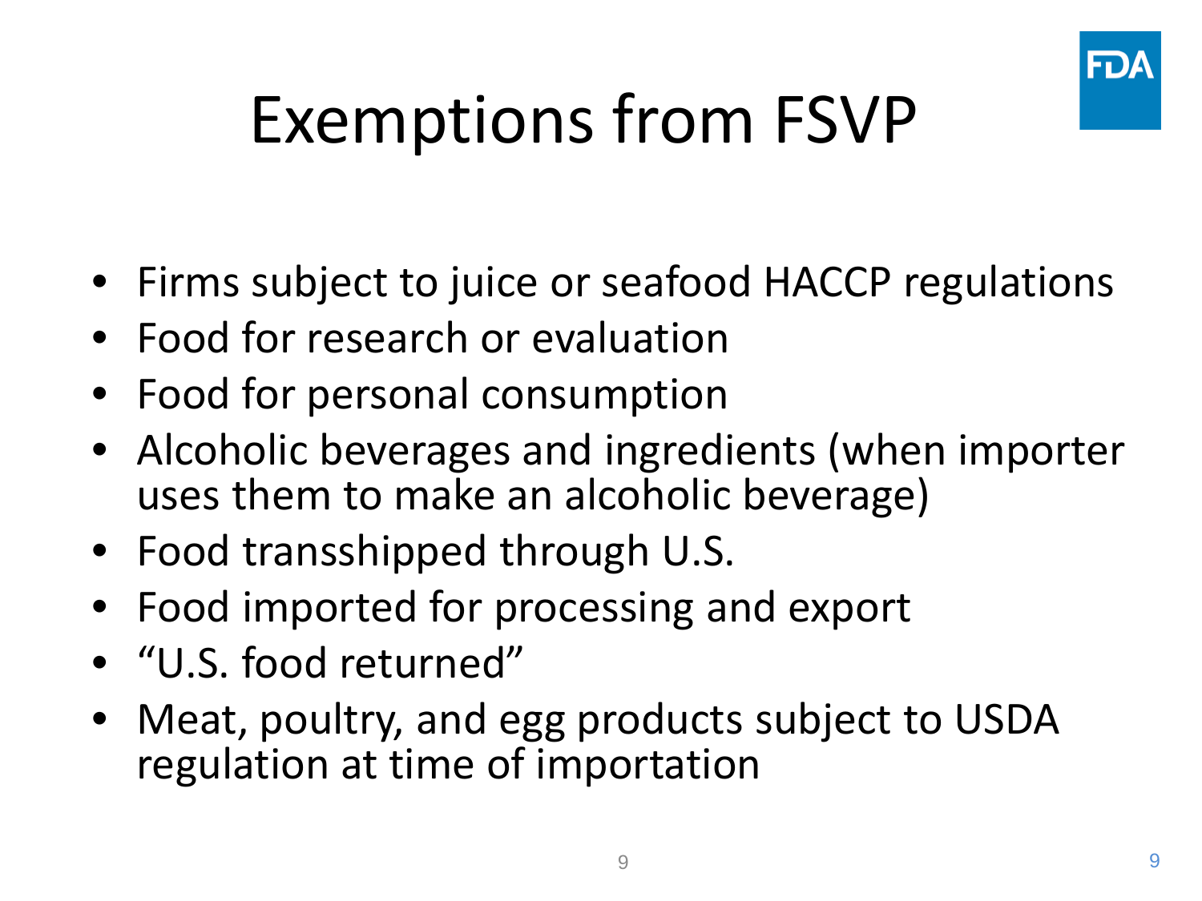# Exemptions from FSVP

- Firms subject to juice or seafood HACCP regulations
- Food for research or evaluation
- Food for personal consumption
- Alcoholic beverages and ingredients (when importer uses them to make an alcoholic beverage)
- Food transshipped through U.S.
- Food imported for processing and export
- "U.S. food returned"
- Meat, poultry, and egg products subject to USDA regulation at time of importation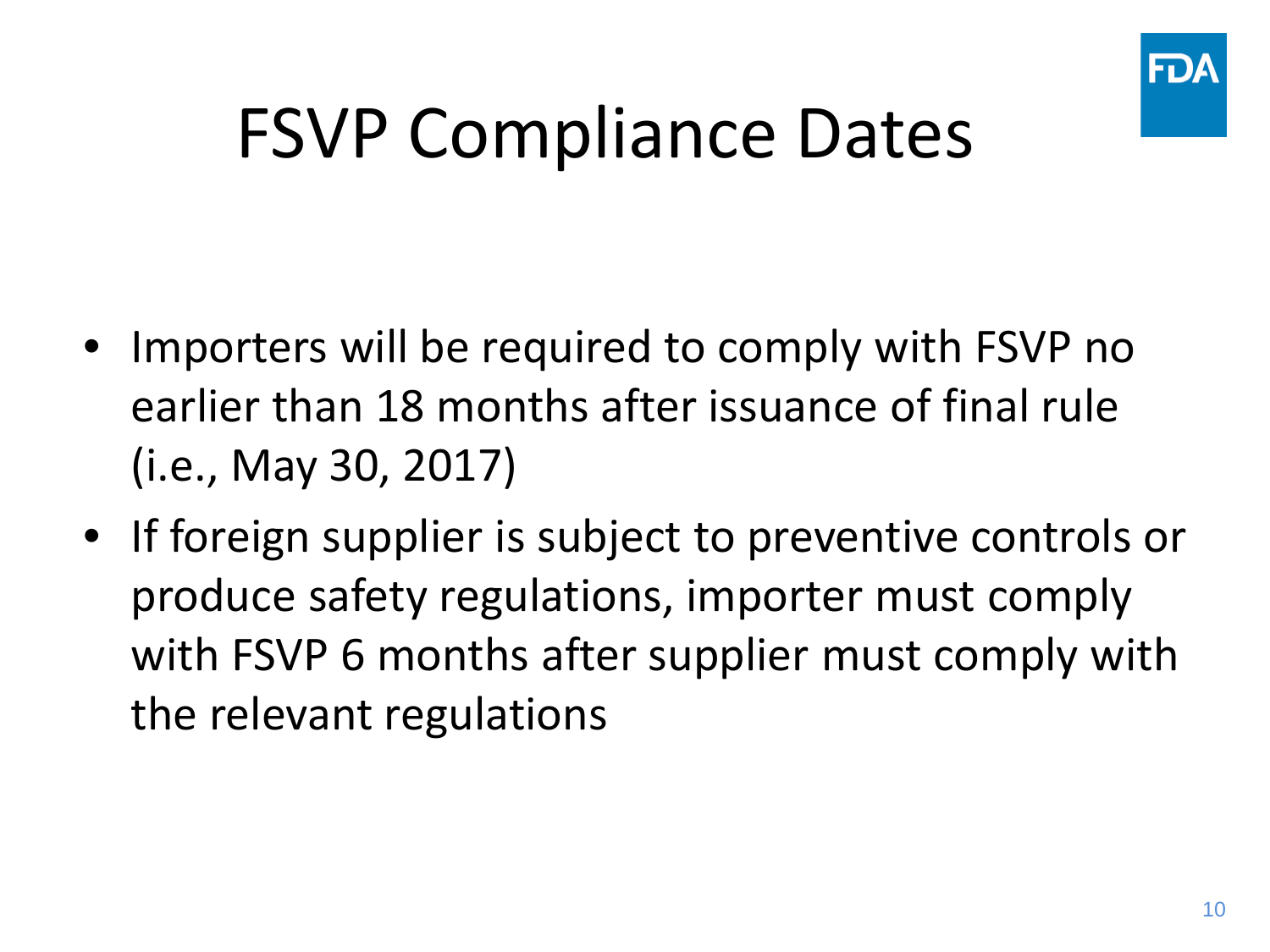# FSVP Compliance Dates

- Importers will be required to comply with FSVP no earlier than 18 months after issuance of final rule (i.e., May 30, 2017)
- If foreign supplier is subject to preventive controls or produce safety regulations, importer must comply with FSVP 6 months after supplier must comply with the relevant regulations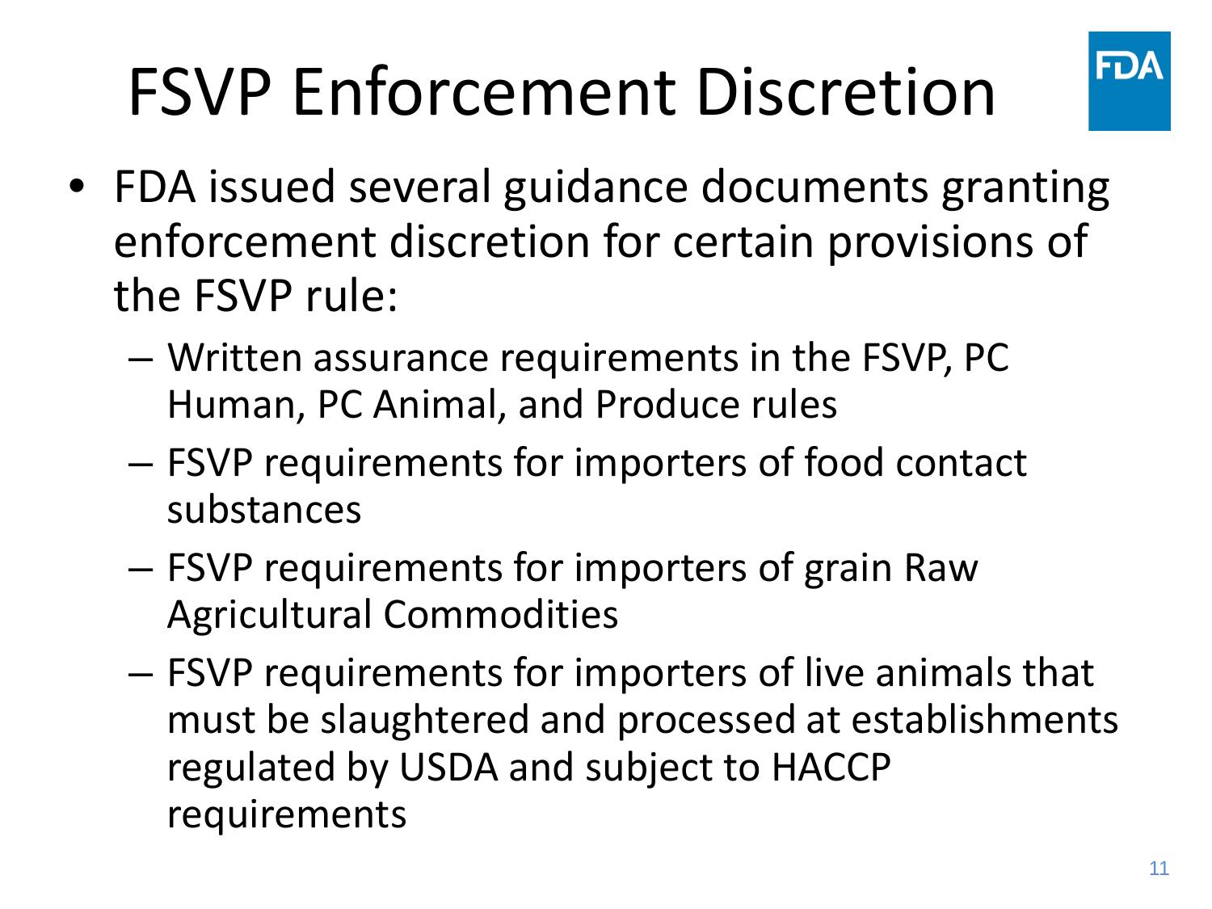# FSVP Enforcement Discretion

- FDA issued several guidance documents granting enforcement discretion for certain provisions of the FSVP rule:
  - Written assurance requirements in the FSVP, PC Human, PC Animal, and Produce rules
  - FSVP requirements for importers of food contact substances
  - FSVP requirements for importers of grain Raw Agricultural Commodities
  - FSVP requirements for importers of live animals that must be slaughtered and processed at establishments regulated by USDA and subject to HACCP requirements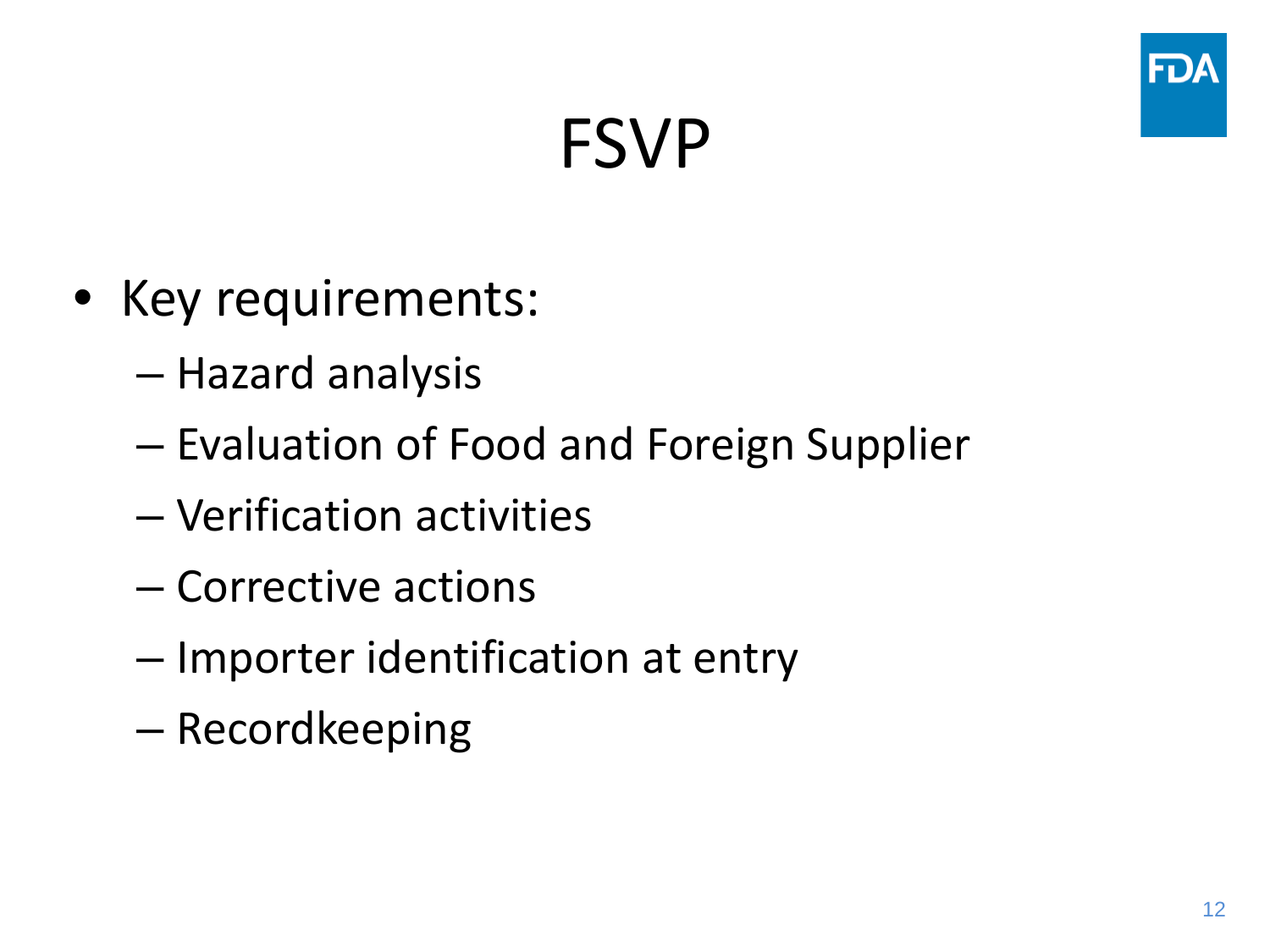# FSVP

- Key requirements:
  - Hazard analysis
  - Evaluation of Food and Foreign Supplier
  - Verification activities
  - Corrective actions
  - Importer identification at entry
  - Recordkeeping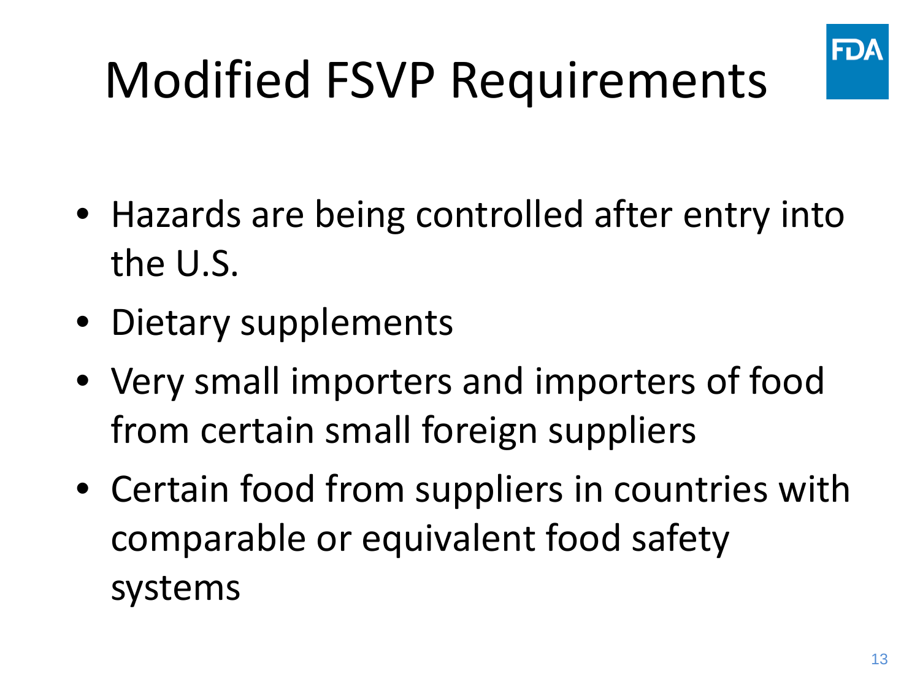# Modified FSVP Requirements

- Hazards are being controlled after entry into the U.S.
- Dietary supplements
- Very small importers and importers of food from certain small foreign suppliers
- Certain food from suppliers in countries with comparable or equivalent food safety systems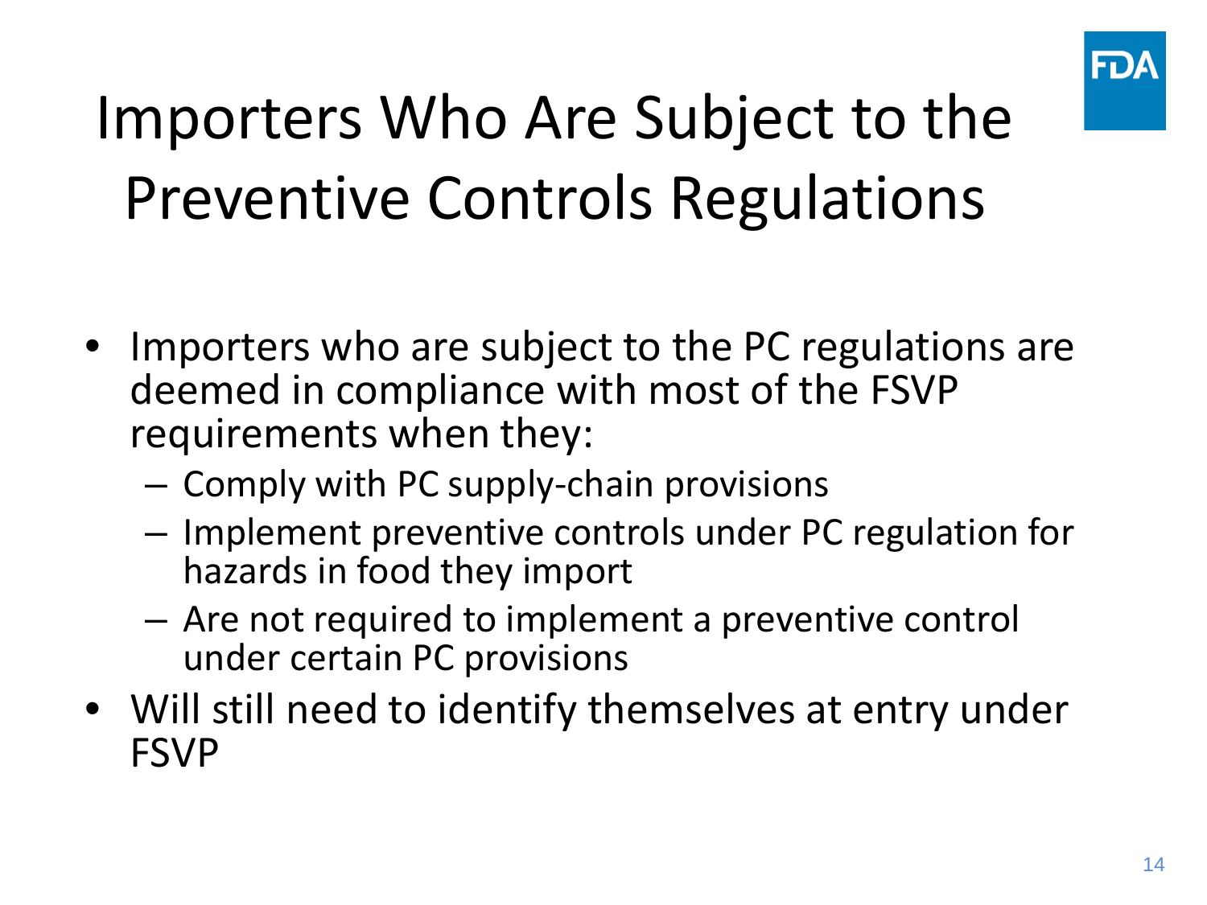# Importers Who Are Subject to the Preventive Controls Regulations

- Importers who are subject to the PC regulations are deemed in compliance with most of the FSVP requirements when they:
  - Comply with PC supply-chain provisions
  - Implement preventive controls under PC regulation for hazards in food they import
  - Are not required to implement a preventive control under certain PC provisions
- Will still need to identify themselves at entry under FSVP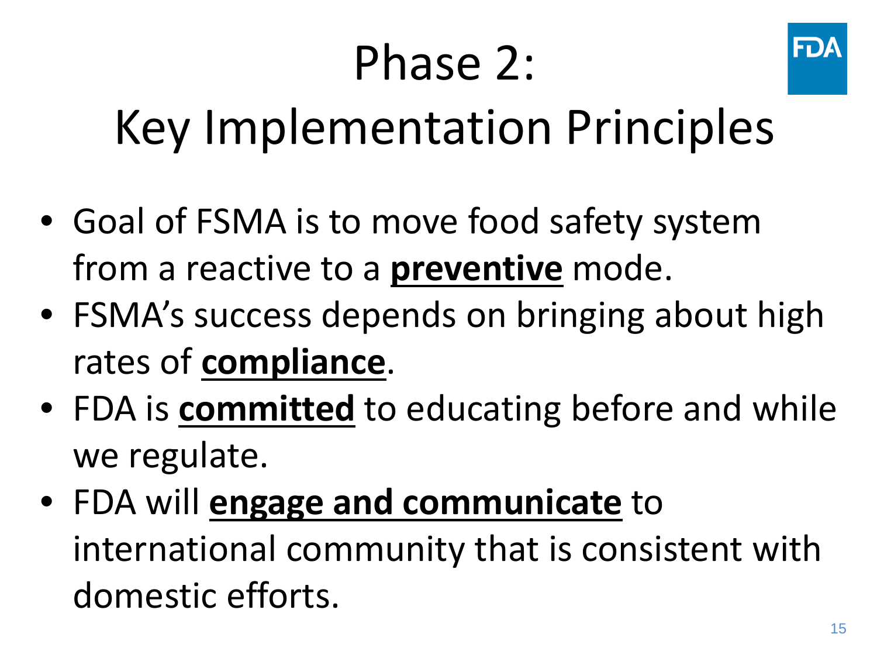# Phase 2: Key Implementation Principles

- Goal of FSMA is to move food safety system from a reactive to a **preventive** mode.
- FSMA's success depends on bringing about high rates of **compliance**.
- FDA is **committed** to educating before and while we regulate.
- FDA will **engage and communicate** to international community that is consistent with domestic efforts.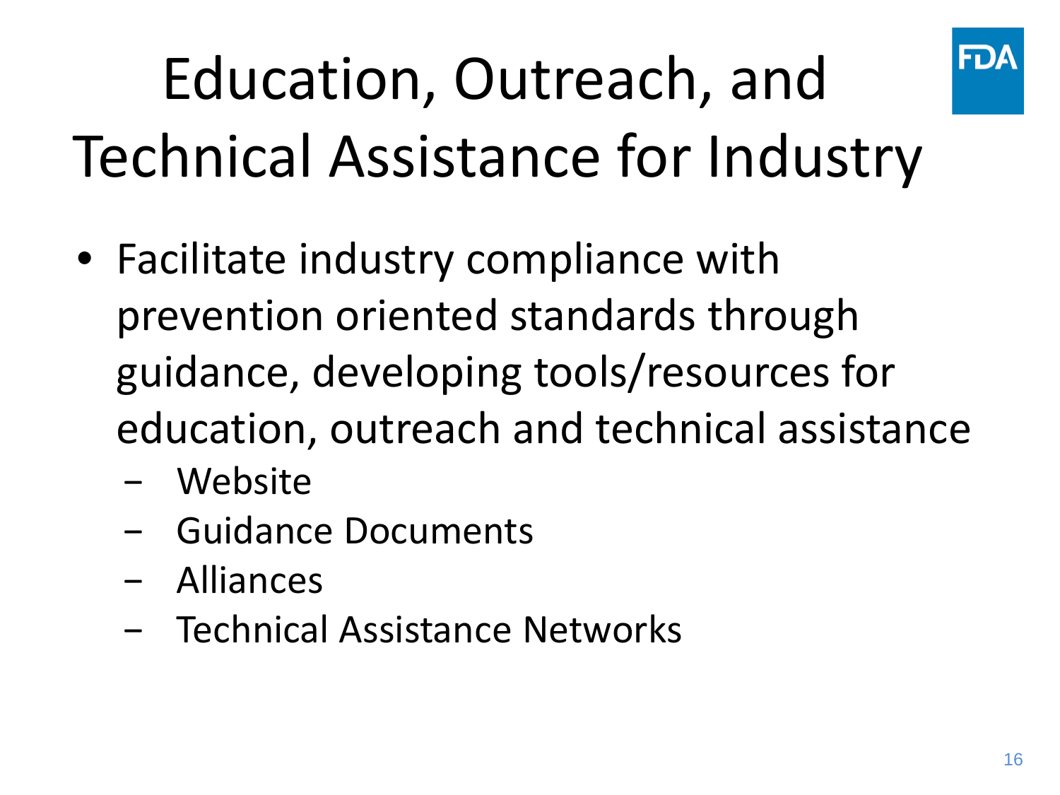# Education, Outreach, and Technical Assistance for Industry

- Facilitate industry compliance with prevention oriented standards through guidance, developing tools/resources for education, outreach and technical assistance
  - Website
  - Guidance Documents
  - Alliances
  - Technical Assistance Networks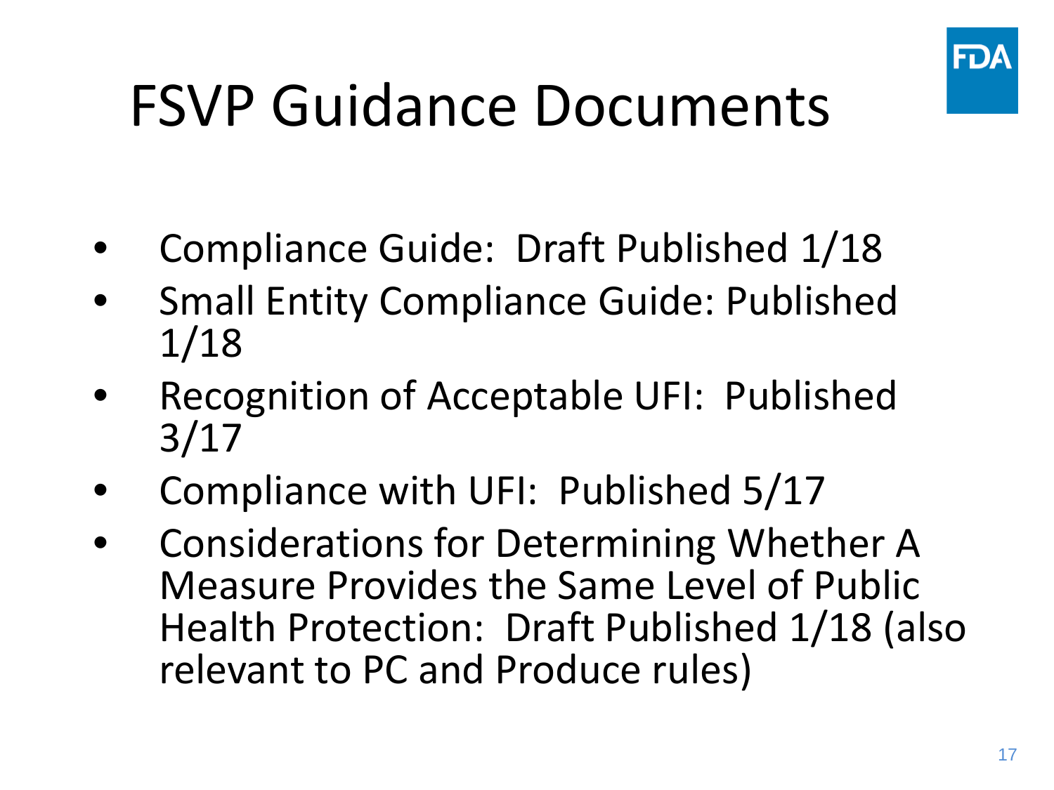# FSVP Guidance Documents

- Compliance Guide: Draft Published 1/18
- Small Entity Compliance Guide: Published 1/18
- Recognition of Acceptable UFI: Published 3/17
- Compliance with UFI: Published 5/17
- Considerations for Determining Whether A Measure Provides the Same Level of Public Health Protection: Draft Published 1/18 (also relevant to PC and Produce rules)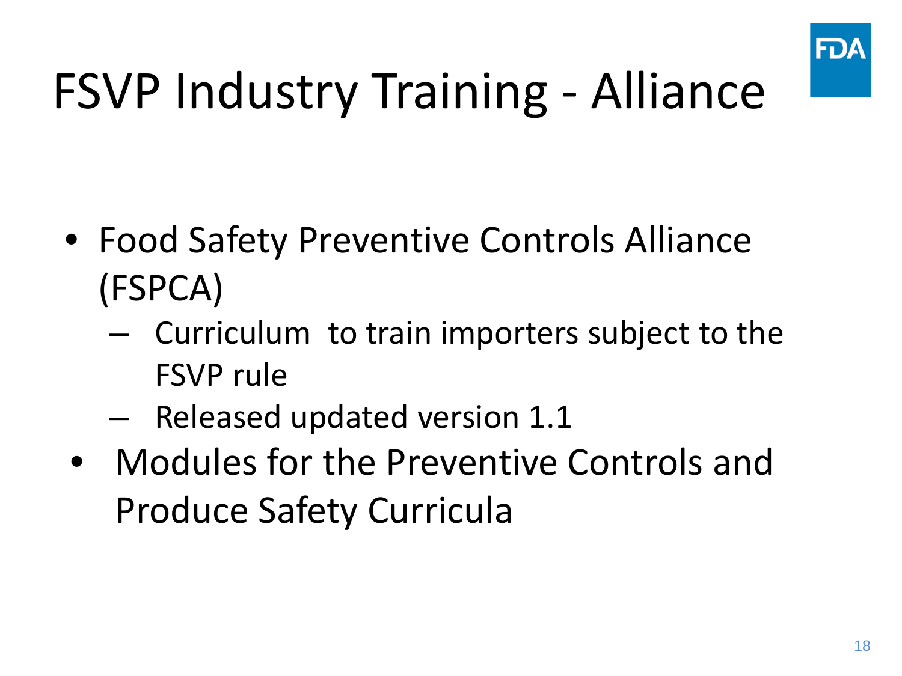# FSVP Industry Training - Alliance

- Food Safety Preventive Controls Alliance (FSPCA)
  - Curriculum to train importers subject to the FSVP rule
  - Released updated version 1.1
- Modules for the Preventive Controls and Produce Safety Curricula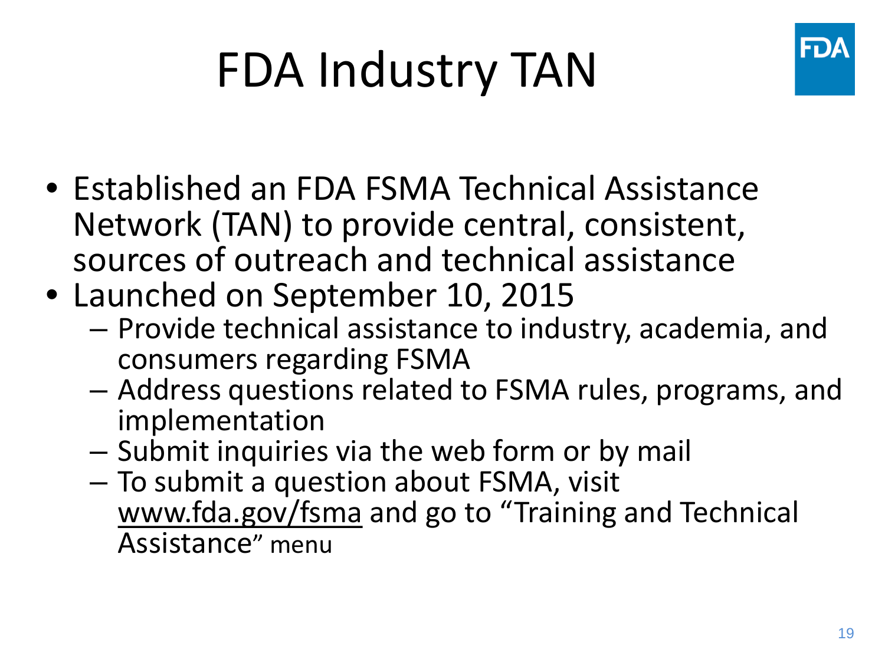# FDA Industry TAN

- Established an FDA FSMA Technical Assistance Network (TAN) to provide central, consistent, sources of outreach and technical assistance
- Launched on September 10, 2015
  - Provide technical assistance to industry, academia, and consumers regarding FSMA
  - Address questions related to FSMA rules, programs, and implementation
  - Submit inquiries via the web form or by mail
  - To submit a question about FSMA, visit www.fda.gov/fsma and go to "Training and Technical Assistance" menu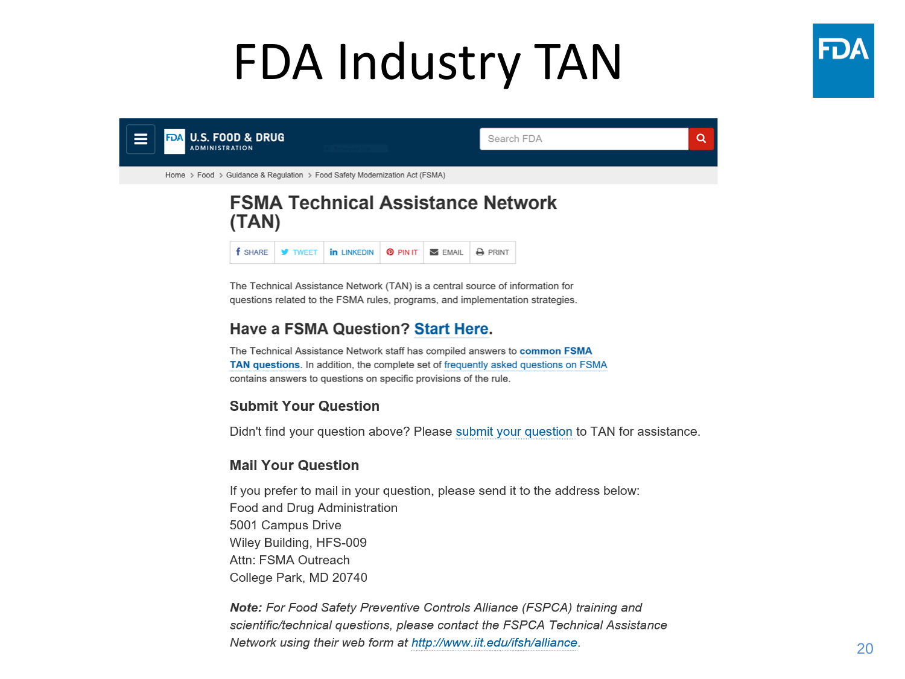# FDA Industry TAN

U.S. FOOD & DRUG ADMINISTRATION

Search FDA

Home > Food > Guidance & Regulation > Food Safety Modernization Act (FSMA)

## FSMA Technical Assistance Network (TAN)

SHARE | TWEET | LINKEDIN | PIN IT | EMAIL | PRINT

The Technical Assistance Network (TAN) is a central source of information for questions related to the FSMA rules, programs, and implementation strategies.

### Have a FSMA Question? Start Here.

The Technical Assistance Network staff has compiled answers to **common FSMA TAN questions**. In addition, the complete set of frequently asked questions on FSMA contains answers to questions on specific provisions of the rule.

### Submit Your Question

Didn't find your question above? Please submit your question to TAN for assistance.

### Mail Your Question

If you prefer to mail in your question, please send it to the address below:
Food and Drug Administration
5001 Campus Drive
Wiley Building, HFS-009
Attn: FSMA Outreach
College Park, MD 20740

***Note:*** *For Food Safety Preventive Controls Alliance (FSPCA) training and scientific/technical questions, please contact the FSPCA Technical Assistance Network using their web form at http://www.iit.edu/ifsh/alliance.*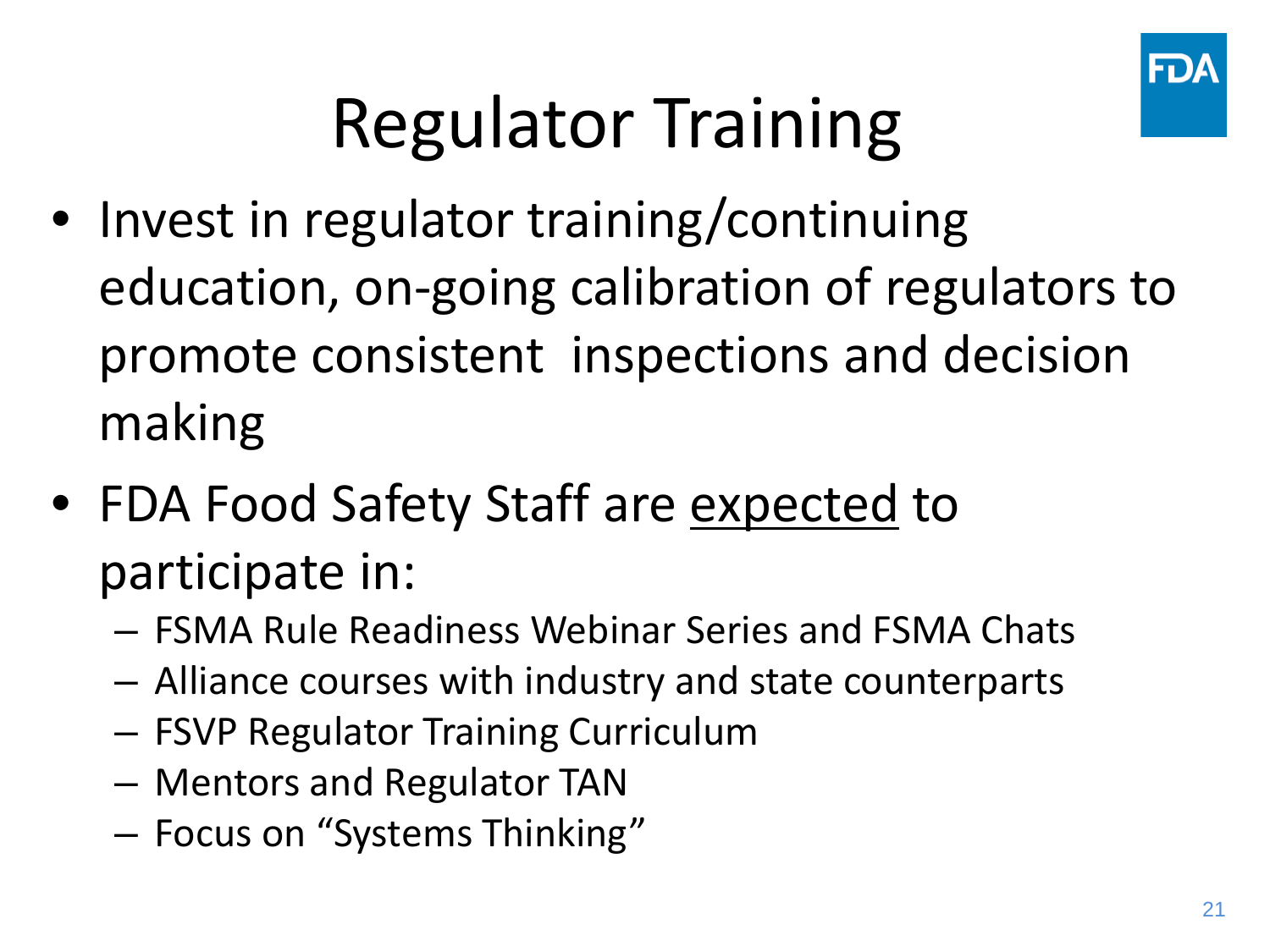# Regulator Training

- Invest in regulator training/continuing education, on-going calibration of regulators to promote consistent inspections and decision making
- FDA Food Safety Staff are <u>expected</u> to participate in:
  - FSMA Rule Readiness Webinar Series and FSMA Chats
  - Alliance courses with industry and state counterparts
  - FSVP Regulator Training Curriculum
  - Mentors and Regulator TAN
  - Focus on "Systems Thinking"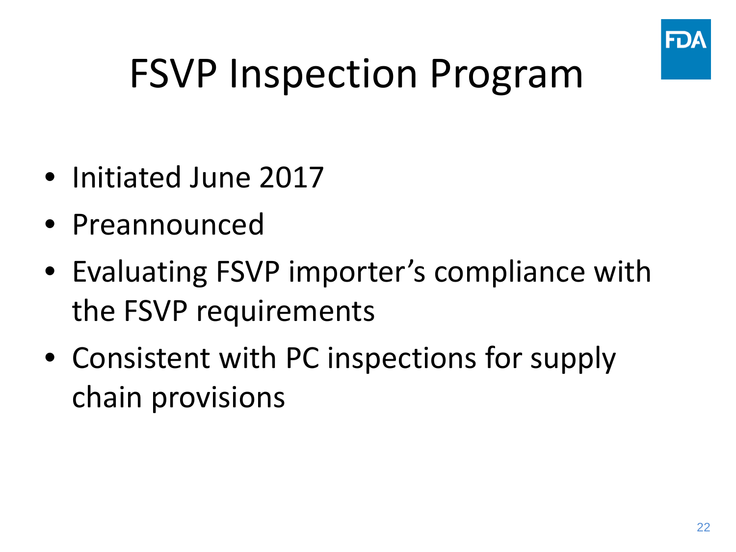# FSVP Inspection Program

- Initiated June 2017
- Preannounced
- Evaluating FSVP importer's compliance with the FSVP requirements
- Consistent with PC inspections for supply chain provisions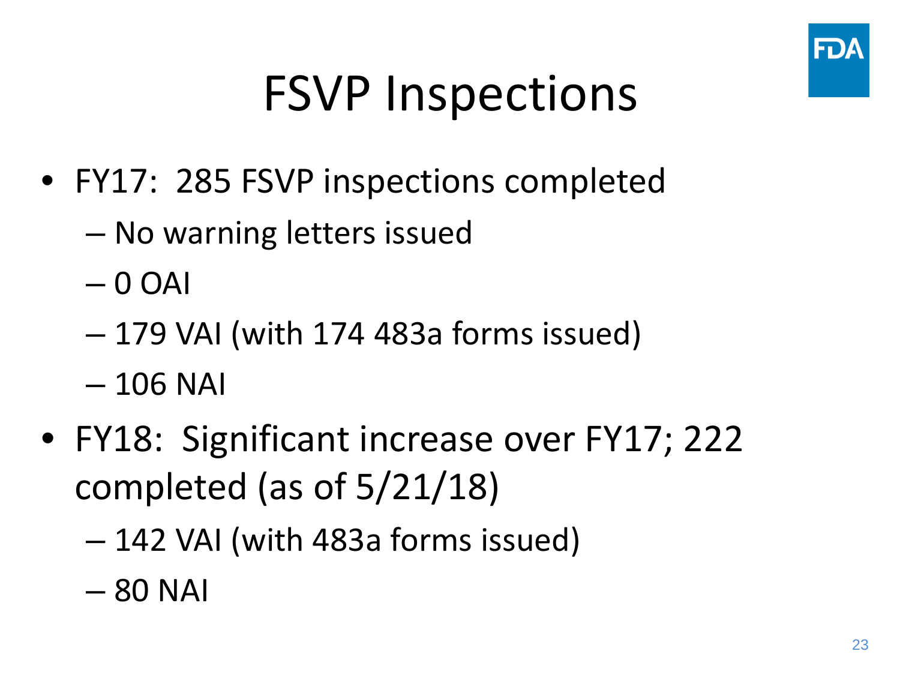# FSVP Inspections

- FY17: 285 FSVP inspections completed
  - No warning letters issued
  - 0 OAI
  - 179 VAI (with 174 483a forms issued)
  - 106 NAI
- FY18: Significant increase over FY17; 222 completed (as of 5/21/18)
  - 142 VAI (with 483a forms issued)
  - 80 NAI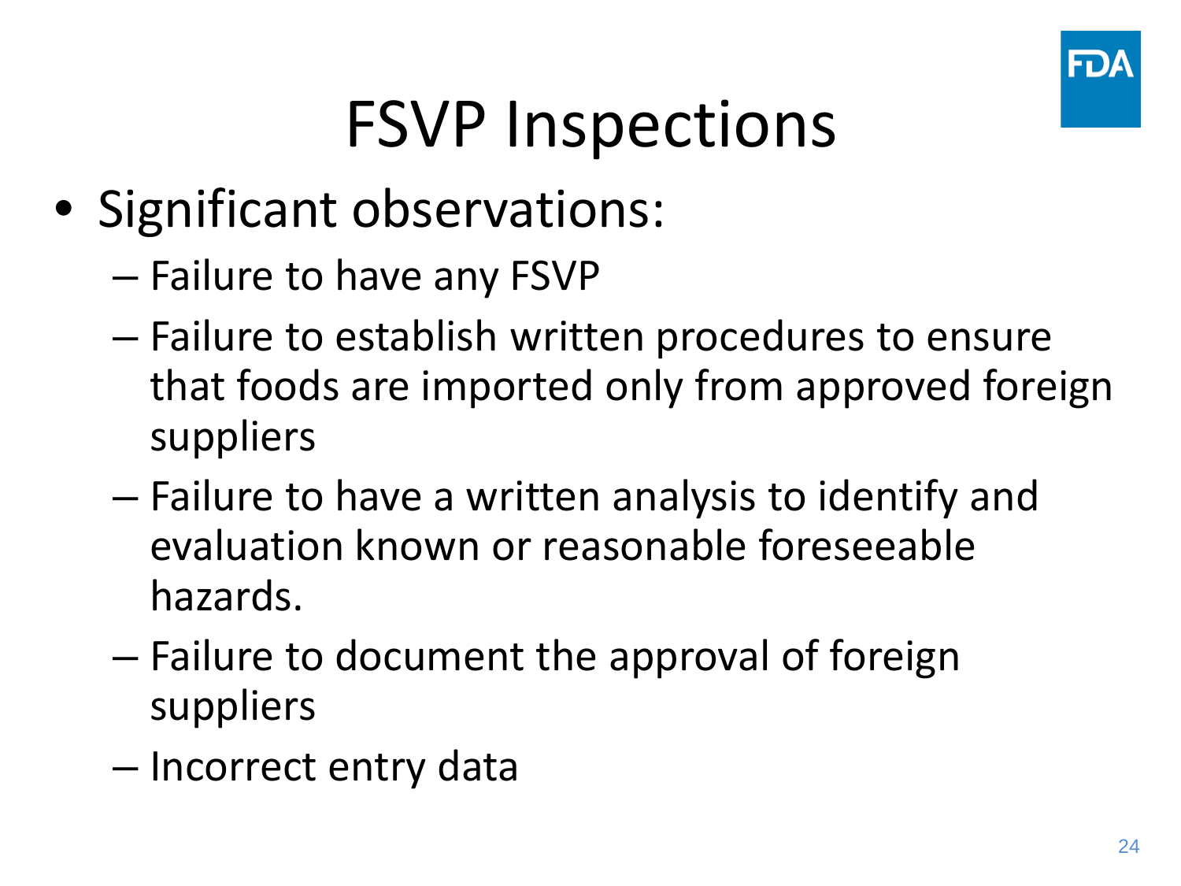# FSVP Inspections

- Significant observations:
  - Failure to have any FSVP
  - Failure to establish written procedures to ensure that foods are imported only from approved foreign suppliers
  - Failure to have a written analysis to identify and evaluation known or reasonable foreseeable hazards.
  - Failure to document the approval of foreign suppliers
  - Incorrect entry data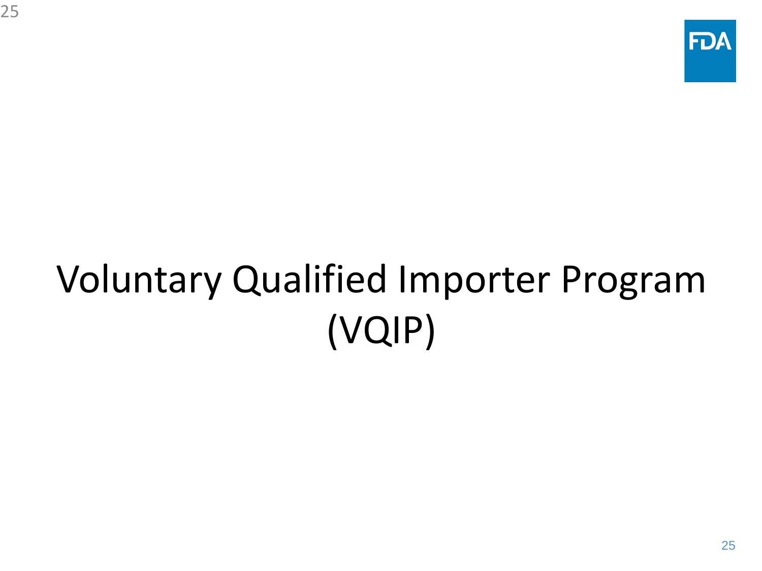# Voluntary Qualified Importer Program (VQIP)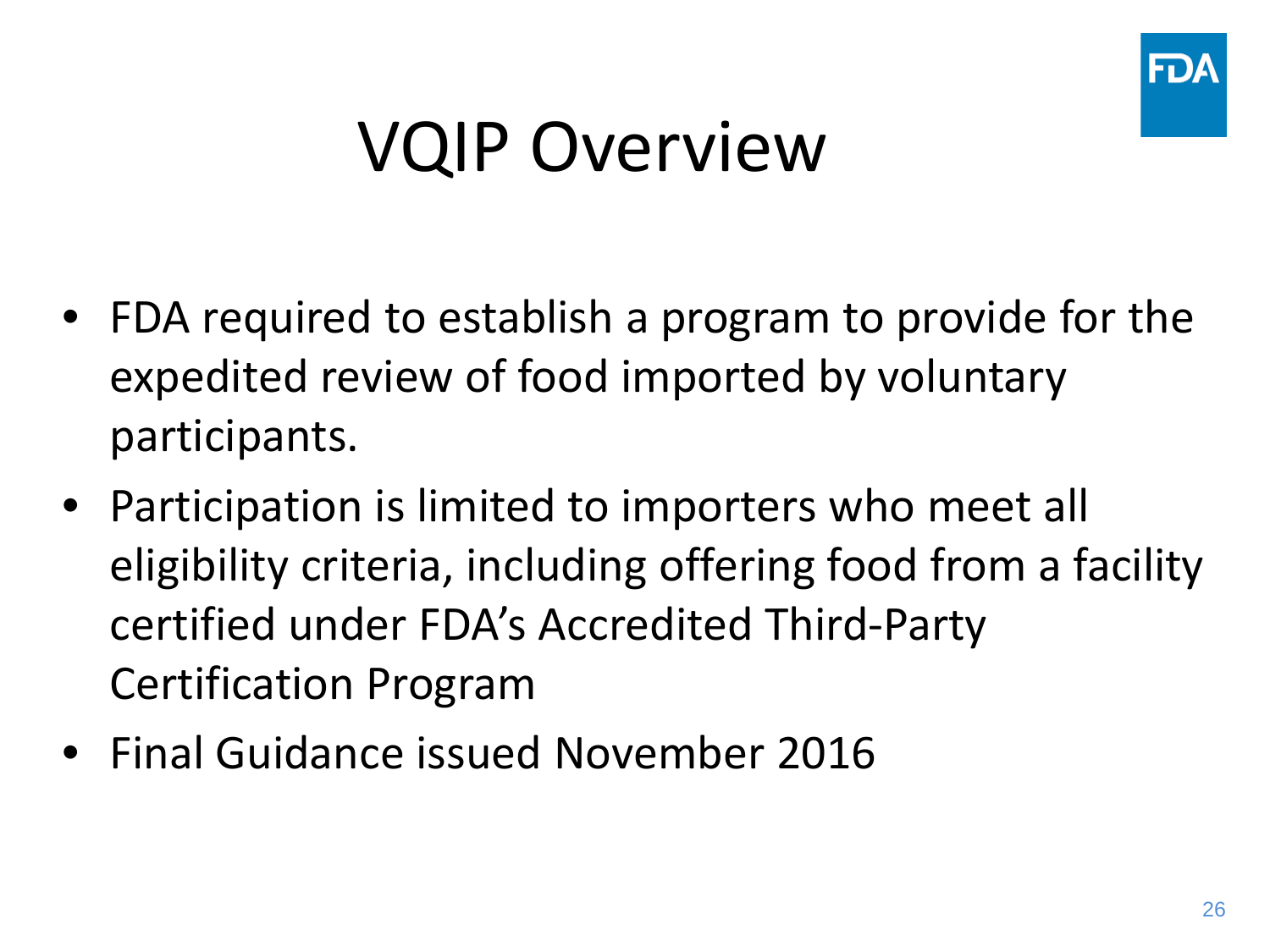# VQIP Overview

- FDA required to establish a program to provide for the expedited review of food imported by voluntary participants.
- Participation is limited to importers who meet all eligibility criteria, including offering food from a facility certified under FDA's Accredited Third-Party Certification Program
- Final Guidance issued November 2016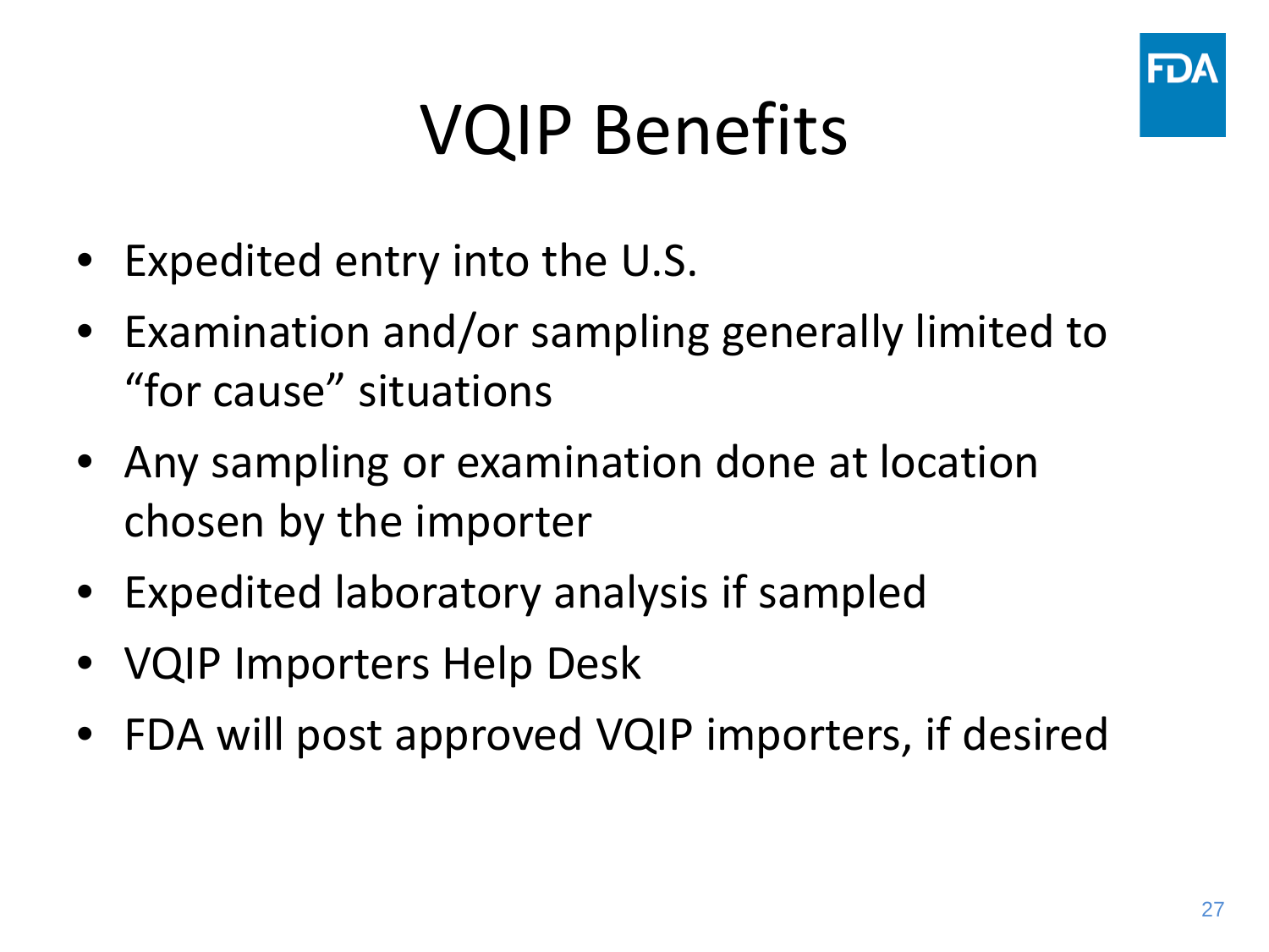# VQIP Benefits

- Expedited entry into the U.S.
- Examination and/or sampling generally limited to "for cause" situations
- Any sampling or examination done at location chosen by the importer
- Expedited laboratory analysis if sampled
- VQIP Importers Help Desk
- FDA will post approved VQIP importers, if desired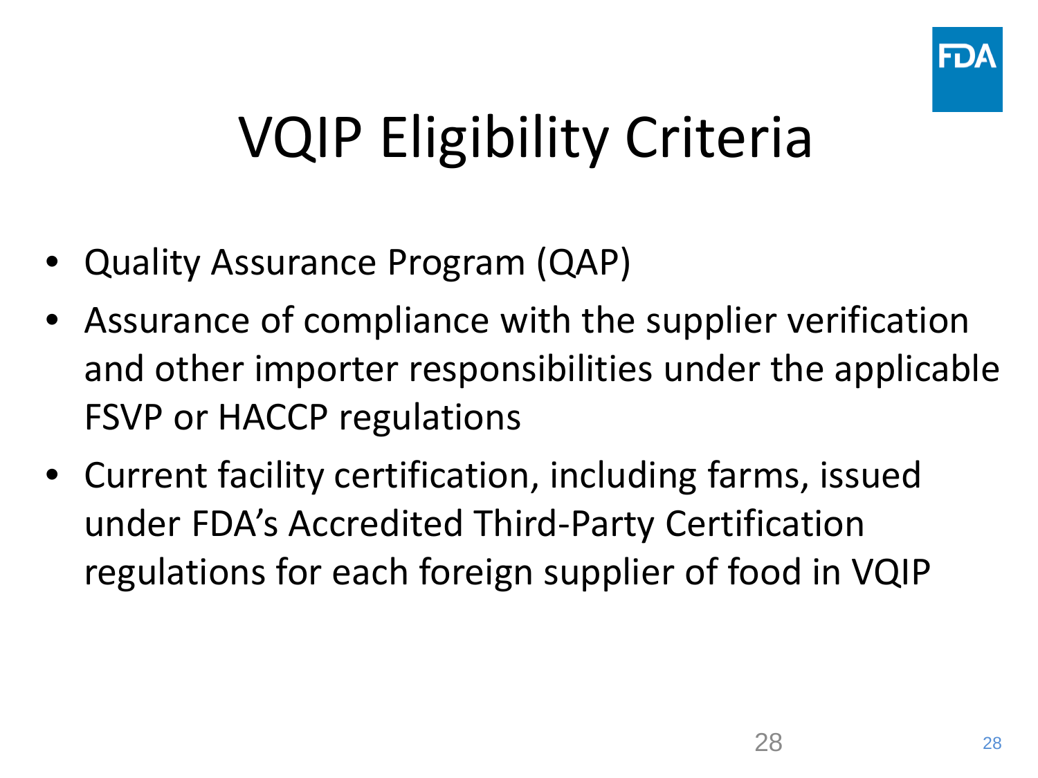# VQIP Eligibility Criteria

- Quality Assurance Program (QAP)
- Assurance of compliance with the supplier verification and other importer responsibilities under the applicable FSVP or HACCP regulations
- Current facility certification, including farms, issued under FDA's Accredited Third-Party Certification regulations for each foreign supplier of food in VQIP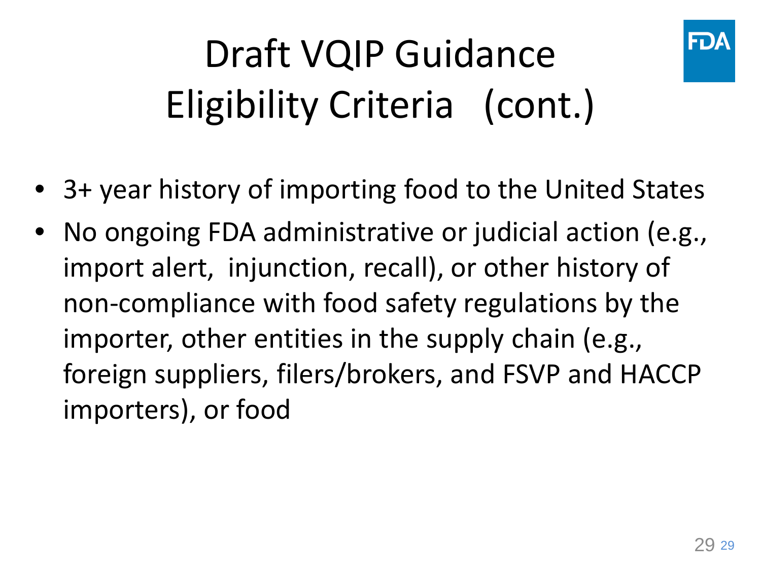# Draft VQIP Guidance Eligibility Criteria (cont.)

- 3+ year history of importing food to the United States
- No ongoing FDA administrative or judicial action (e.g., import alert, injunction, recall), or other history of non-compliance with food safety regulations by the importer, other entities in the supply chain (e.g., foreign suppliers, filers/brokers, and FSVP and HACCP importers), or food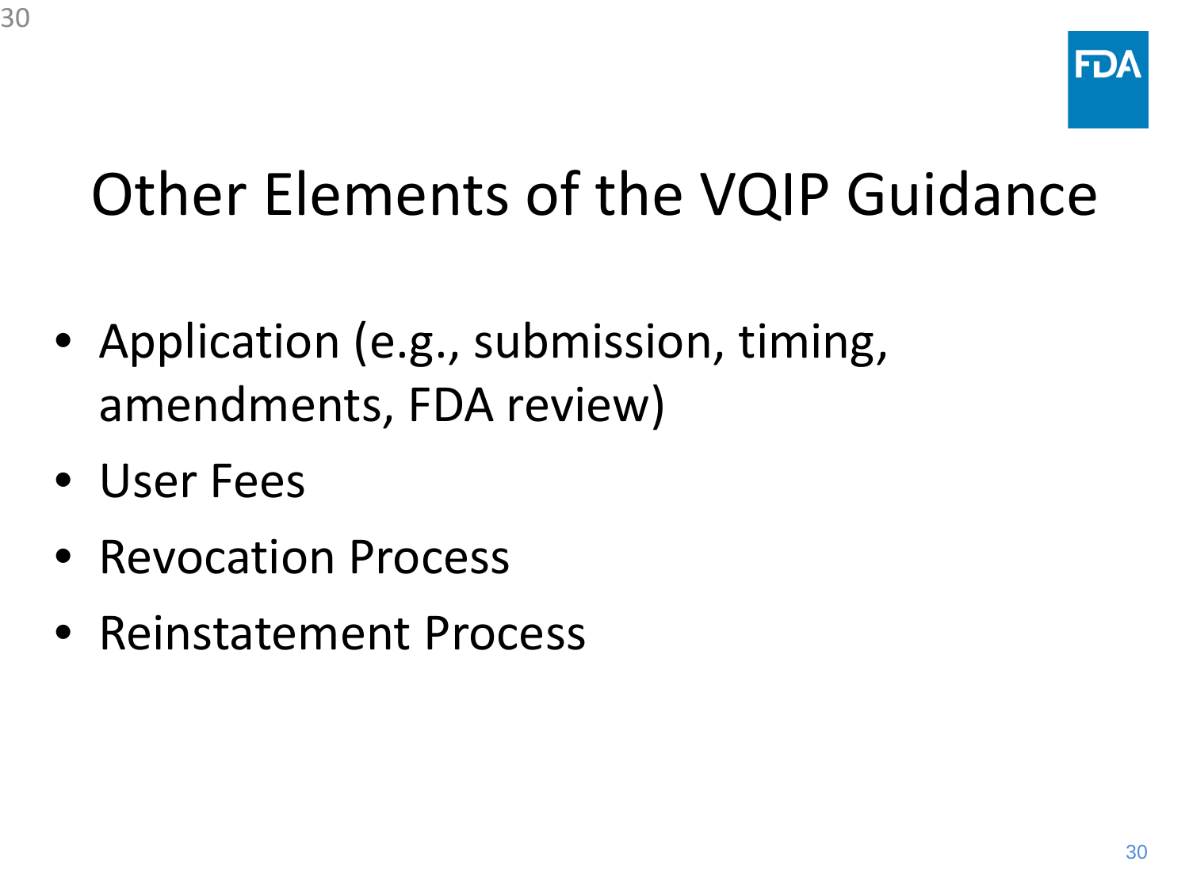# Other Elements of the VQIP Guidance

- Application (e.g., submission, timing, amendments, FDA review)
- User Fees
- Revocation Process
- Reinstatement Process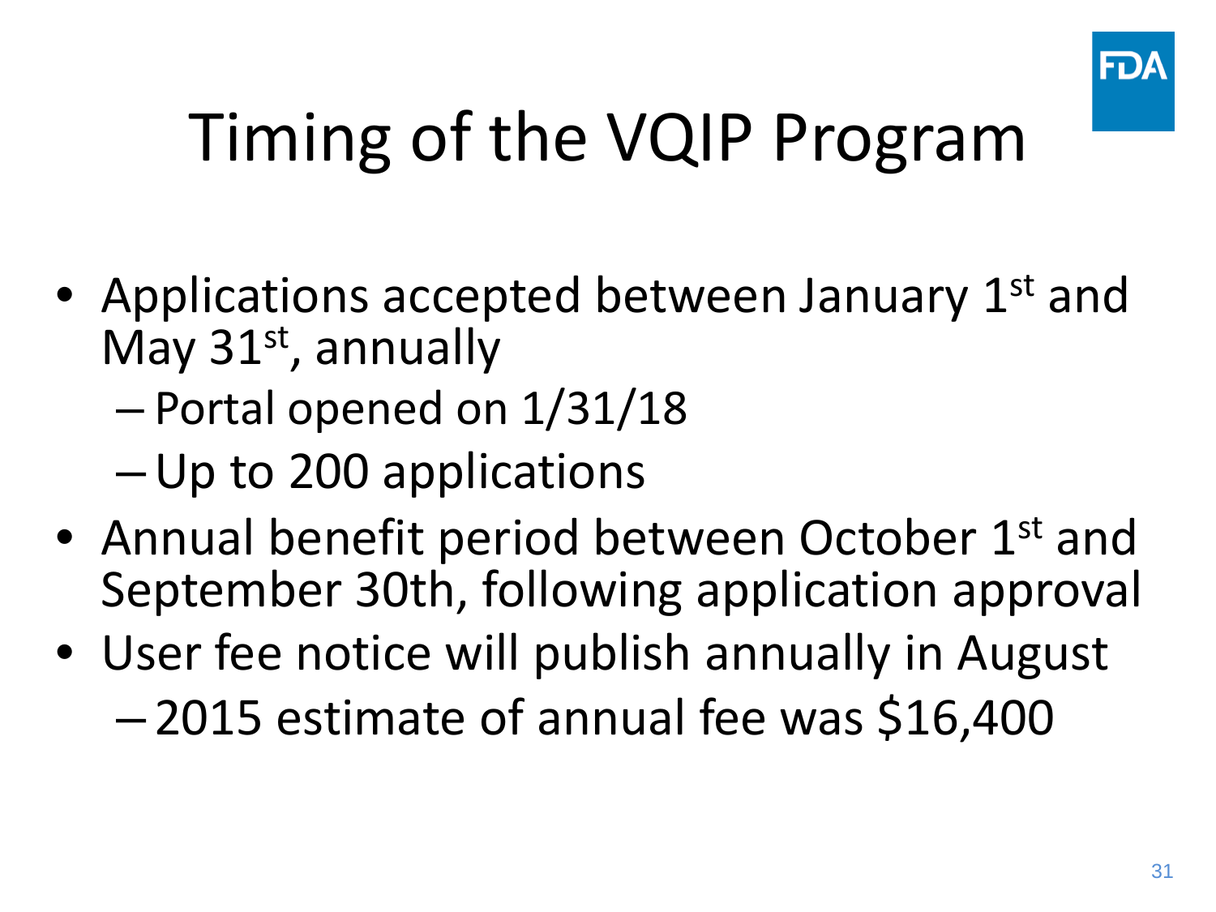# Timing of the VQIP Program

- Applications accepted between January 1st and May 31st, annually
  - Portal opened on 1/31/18
  - Up to 200 applications
- Annual benefit period between October 1st and September 30th, following application approval
- User fee notice will publish annually in August
  - 2015 estimate of annual fee was $16,400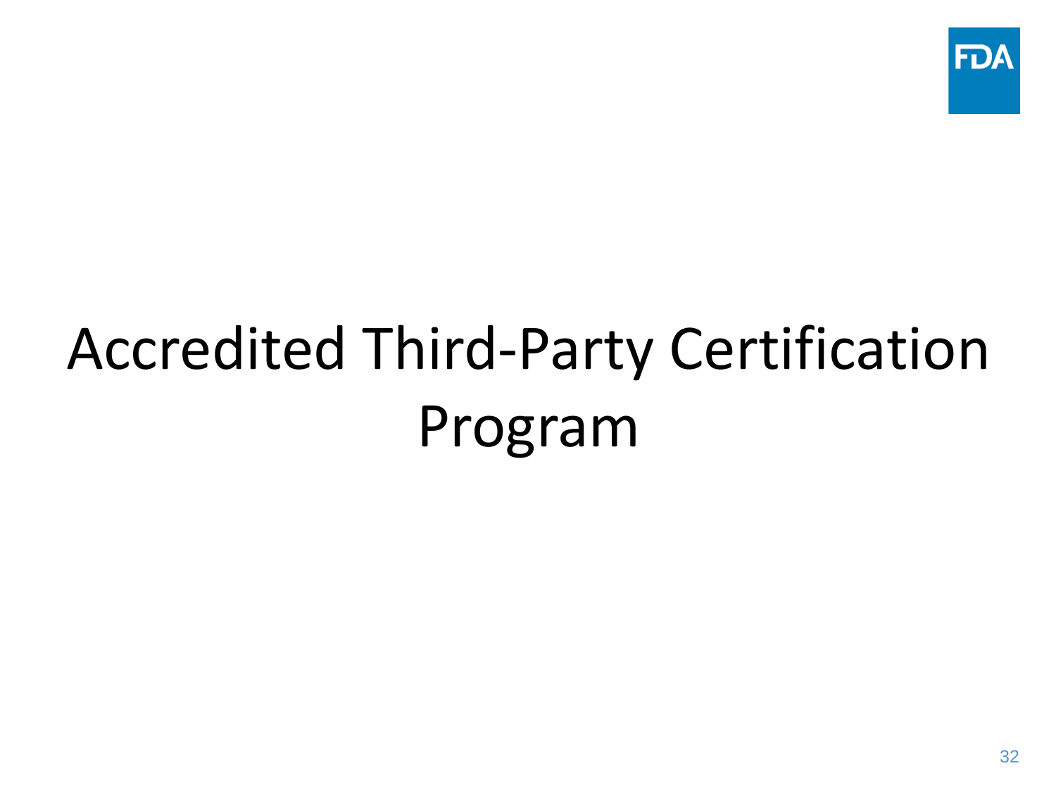# Accredited Third-Party Certification Program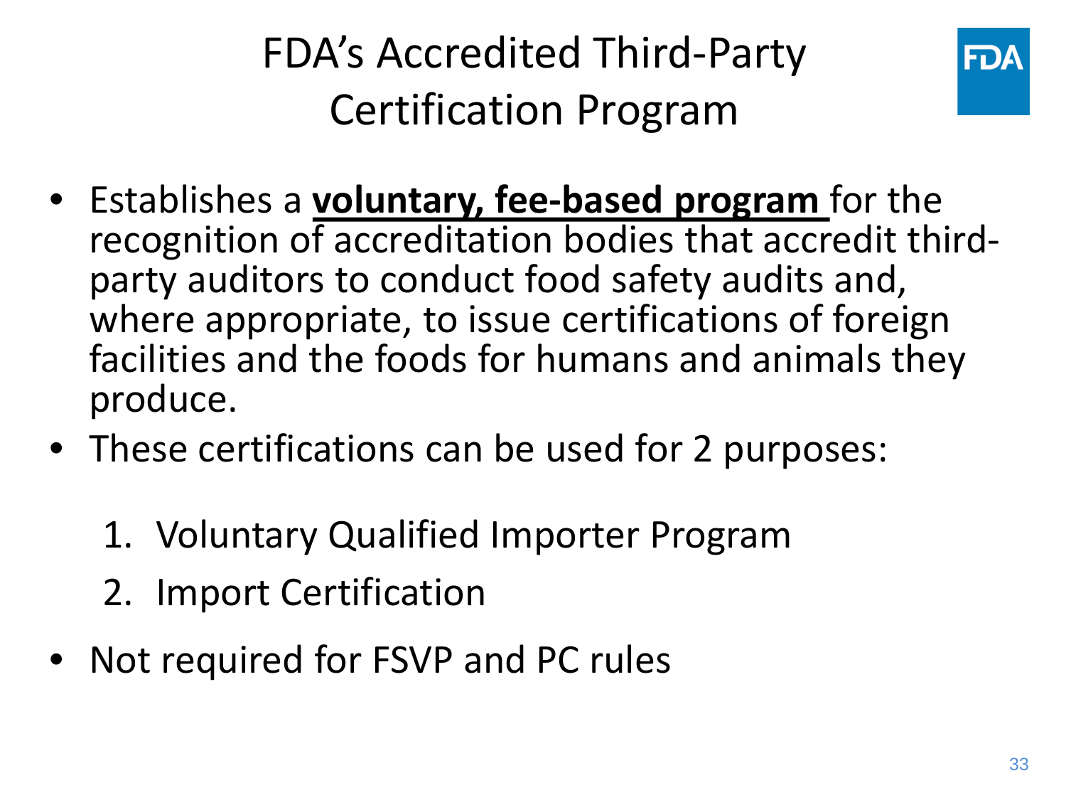# FDA's Accredited Third-Party Certification Program

- Establishes a **voluntary, fee-based program** for the recognition of accreditation bodies that accredit third-party auditors to conduct food safety audits and, where appropriate, to issue certifications of foreign facilities and the foods for humans and animals they produce.
- These certifications can be used for 2 purposes:
  1. Voluntary Qualified Importer Program
  2. Import Certification
- Not required for FSVP and PC rules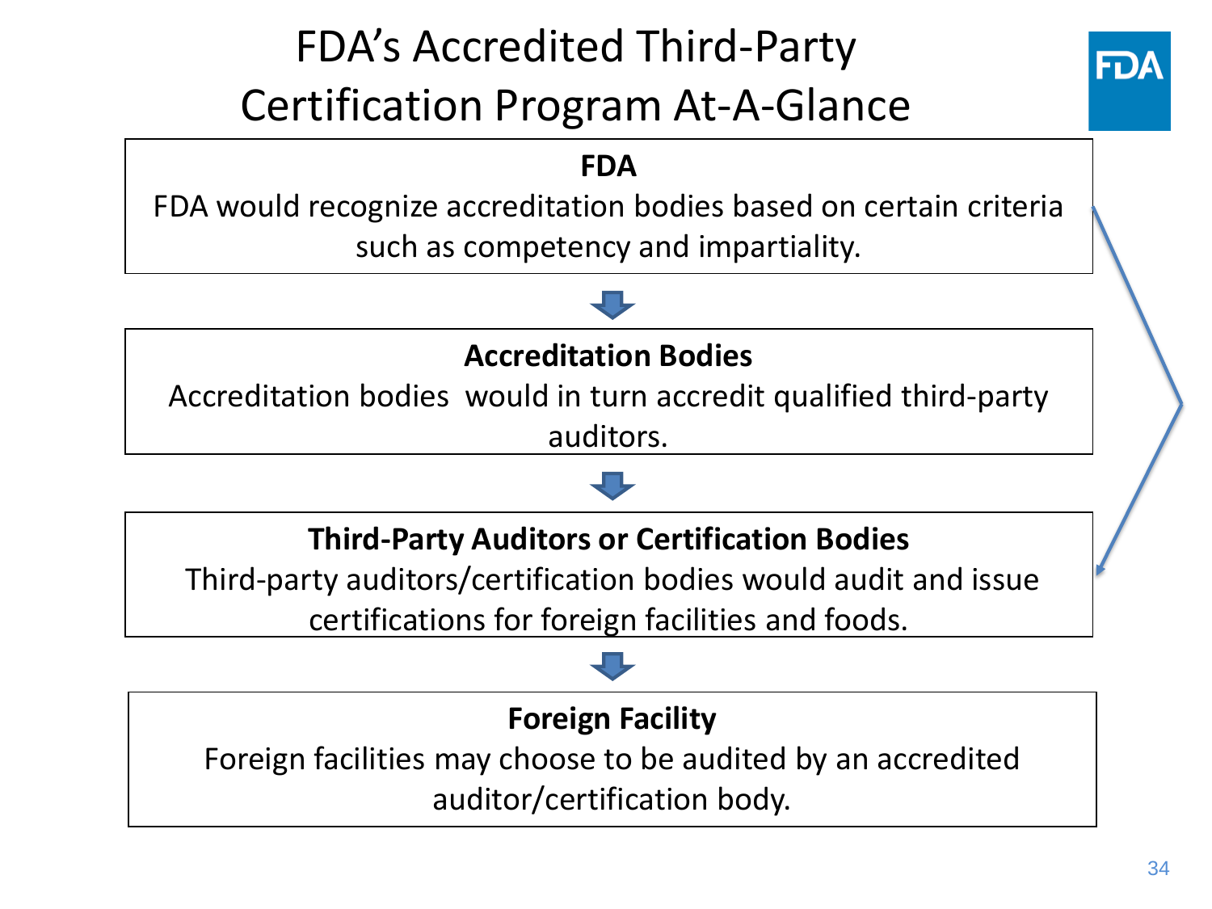# FDA's Accredited Third-Party Certification Program At-A-Glance

**FDA**

FDA would recognize accreditation bodies based on certain criteria such as competency and impartiality.

**Accreditation Bodies**

Accreditation bodies would in turn accredit qualified third-party auditors.

**Third-Party Auditors or Certification Bodies**

Third-party auditors/certification bodies would audit and issue certifications for foreign facilities and foods.

**Foreign Facility**

Foreign facilities may choose to be audited by an accredited auditor/certification body.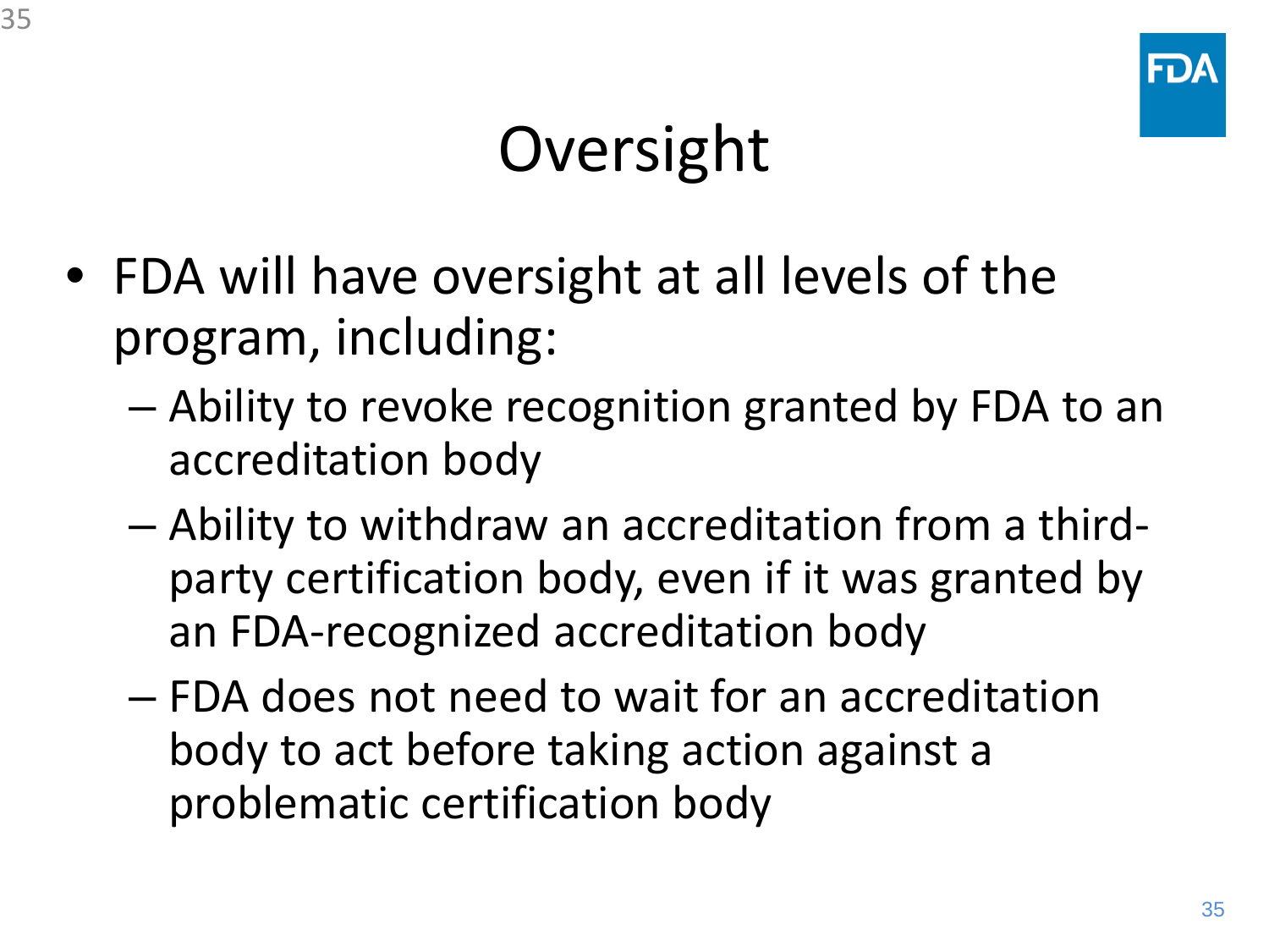# Oversight

- FDA will have oversight at all levels of the program, including:
  - Ability to revoke recognition granted by FDA to an accreditation body
  - Ability to withdraw an accreditation from a third-party certification body, even if it was granted by an FDA-recognized accreditation body
  - FDA does not need to wait for an accreditation body to act before taking action against a problematic certification body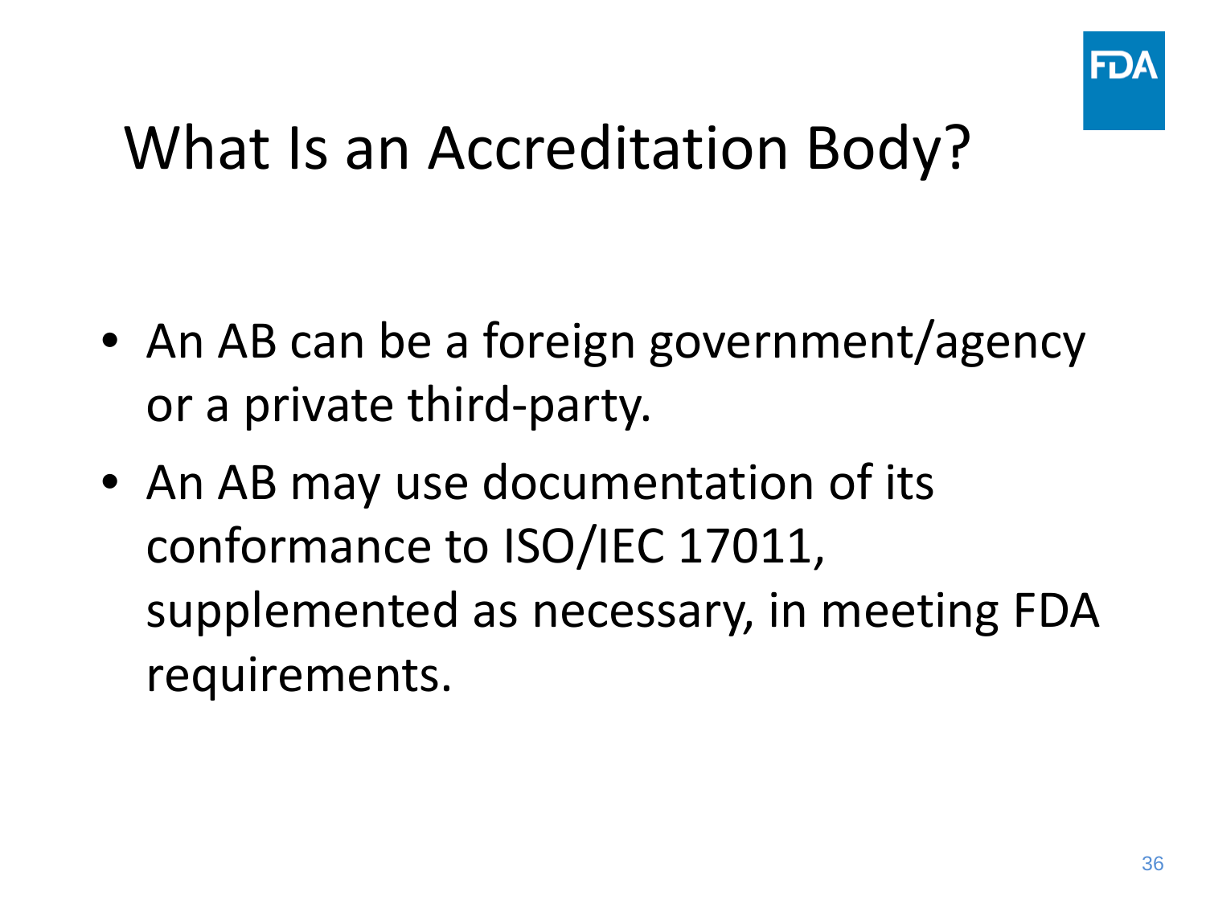# What Is an Accreditation Body?

- An AB can be a foreign government/agency or a private third-party.
- An AB may use documentation of its conformance to ISO/IEC 17011, supplemented as necessary, in meeting FDA requirements.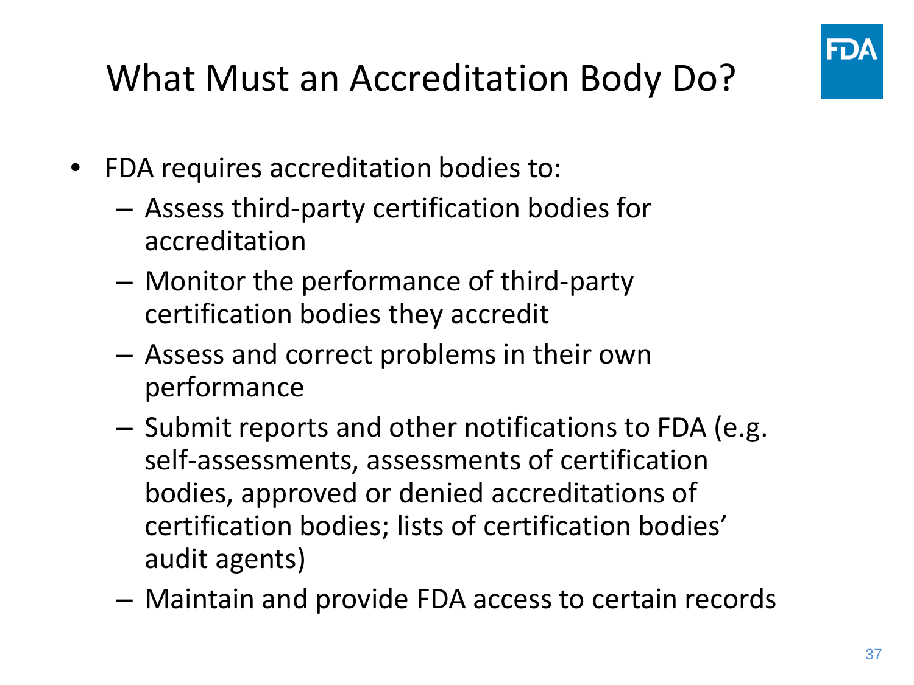# What Must an Accreditation Body Do?

- FDA requires accreditation bodies to:
  - Assess third-party certification bodies for accreditation
  - Monitor the performance of third-party certification bodies they accredit
  - Assess and correct problems in their own performance
  - Submit reports and other notifications to FDA (e.g. self-assessments, assessments of certification bodies, approved or denied accreditations of certification bodies; lists of certification bodies' audit agents)
  - Maintain and provide FDA access to certain records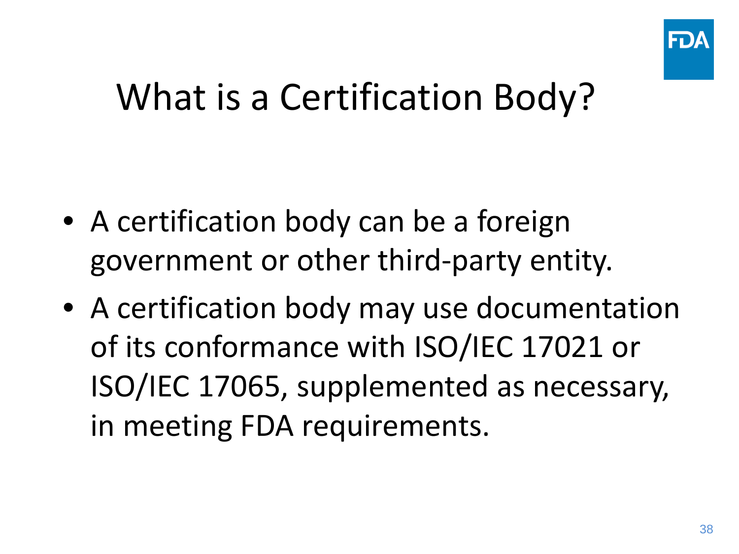# What is a Certification Body?

- A certification body can be a foreign government or other third-party entity.
- A certification body may use documentation of its conformance with ISO/IEC 17021 or ISO/IEC 17065, supplemented as necessary, in meeting FDA requirements.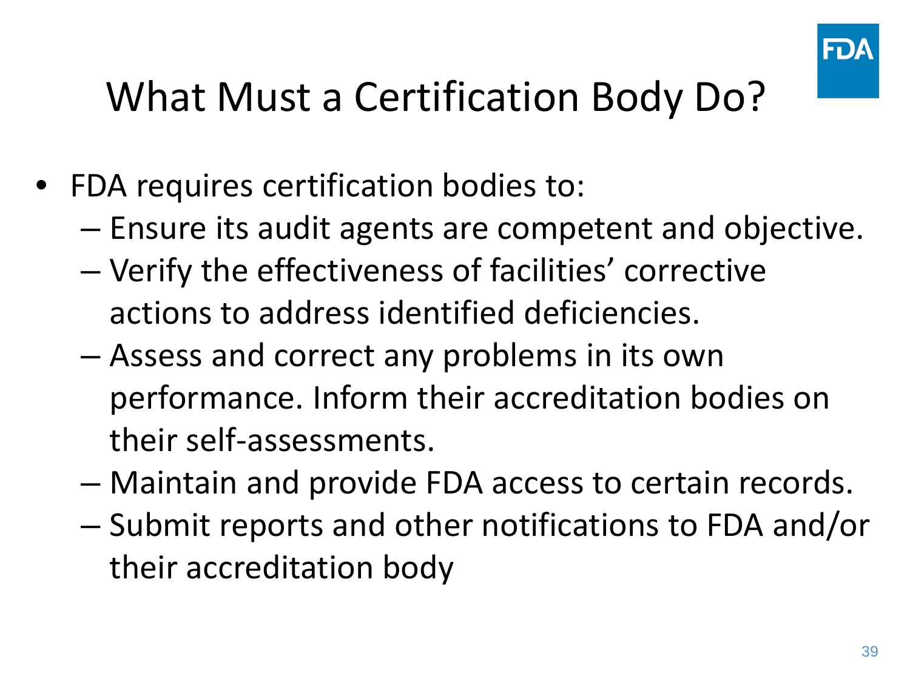# What Must a Certification Body Do?

- FDA requires certification bodies to:
  - Ensure its audit agents are competent and objective.
  - Verify the effectiveness of facilities' corrective actions to address identified deficiencies.
  - Assess and correct any problems in its own performance. Inform their accreditation bodies on their self-assessments.
  - Maintain and provide FDA access to certain records.
  - Submit reports and other notifications to FDA and/or their accreditation body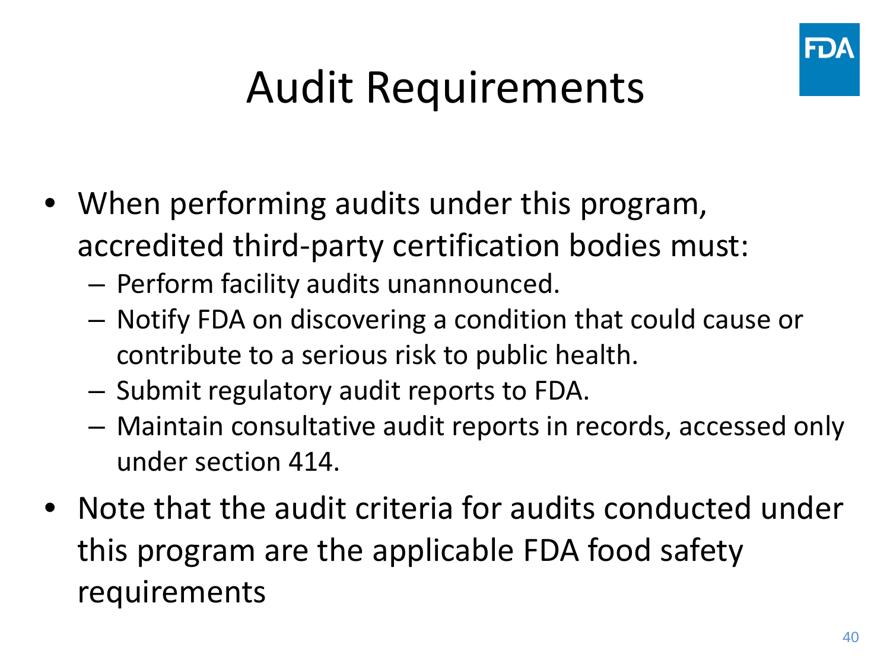# Audit Requirements

- When performing audits under this program, accredited third-party certification bodies must:
  - Perform facility audits unannounced.
  - Notify FDA on discovering a condition that could cause or contribute to a serious risk to public health.
  - Submit regulatory audit reports to FDA.
  - Maintain consultative audit reports in records, accessed only under section 414.
- Note that the audit criteria for audits conducted under this program are the applicable FDA food safety requirements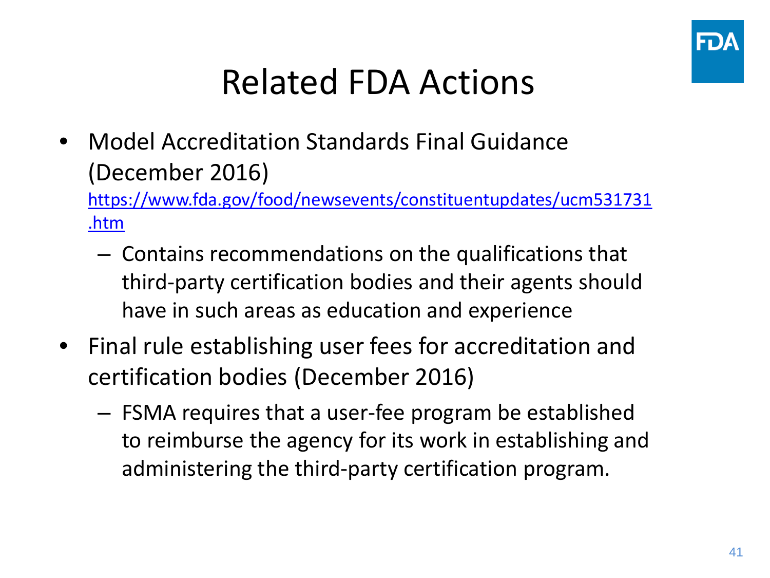# Related FDA Actions

- Model Accreditation Standards Final Guidance (December 2016) https://www.fda.gov/food/newsevents/constituentupdates/ucm531731.htm
  - Contains recommendations on the qualifications that third-party certification bodies and their agents should have in such areas as education and experience
- Final rule establishing user fees for accreditation and certification bodies (December 2016)
  - FSMA requires that a user-fee program be established to reimburse the agency for its work in establishing and administering the third-party certification program.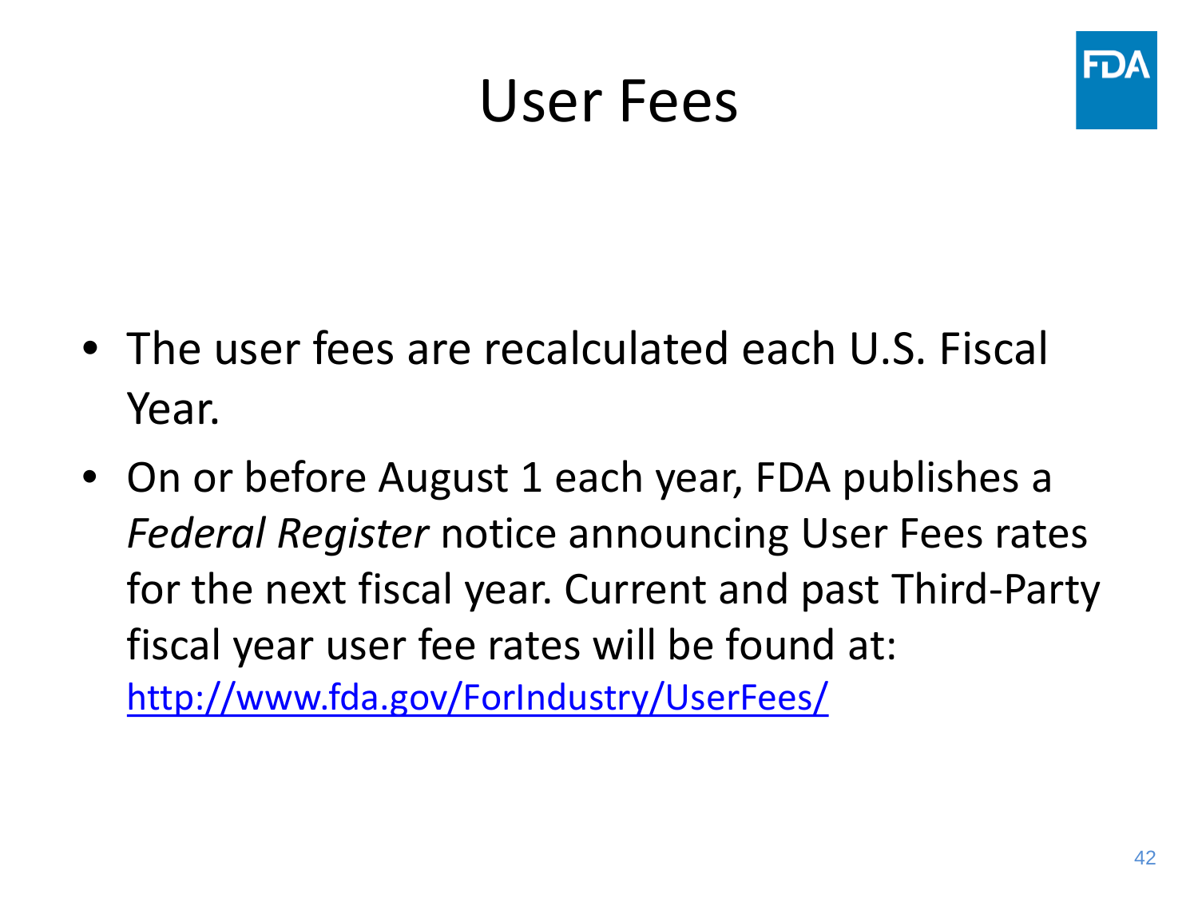# User Fees

- The user fees are recalculated each U.S. Fiscal Year.
- On or before August 1 each year, FDA publishes a *Federal Register* notice announcing User Fees rates for the next fiscal year. Current and past Third-Party fiscal year user fee rates will be found at: http://www.fda.gov/ForIndustry/UserFees/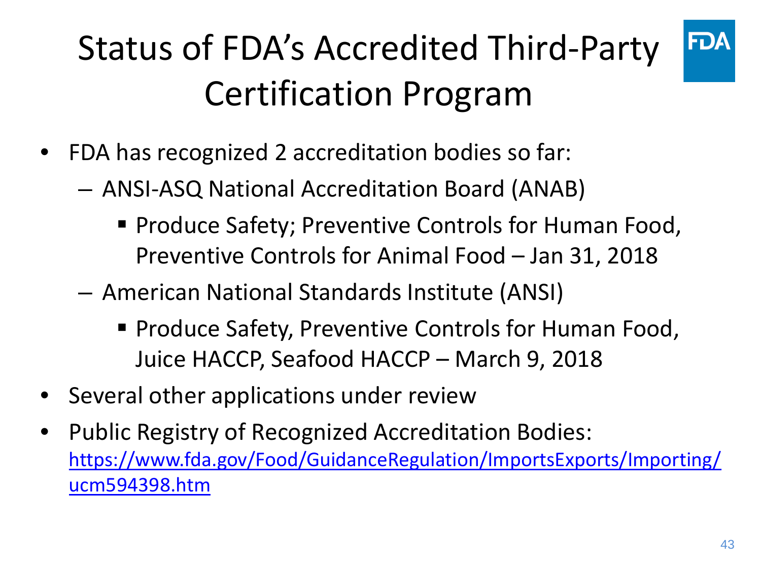# Status of FDA's Accredited Third-Party Certification Program

- FDA has recognized 2 accreditation bodies so far:
  - ANSI-ASQ National Accreditation Board (ANAB)
    - Produce Safety; Preventive Controls for Human Food, Preventive Controls for Animal Food – Jan 31, 2018
  - American National Standards Institute (ANSI)
    - Produce Safety, Preventive Controls for Human Food, Juice HACCP, Seafood HACCP – March 9, 2018
- Several other applications under review
- Public Registry of Recognized Accreditation Bodies: https://www.fda.gov/Food/GuidanceRegulation/ImportsExports/Importing/ucm594398.htm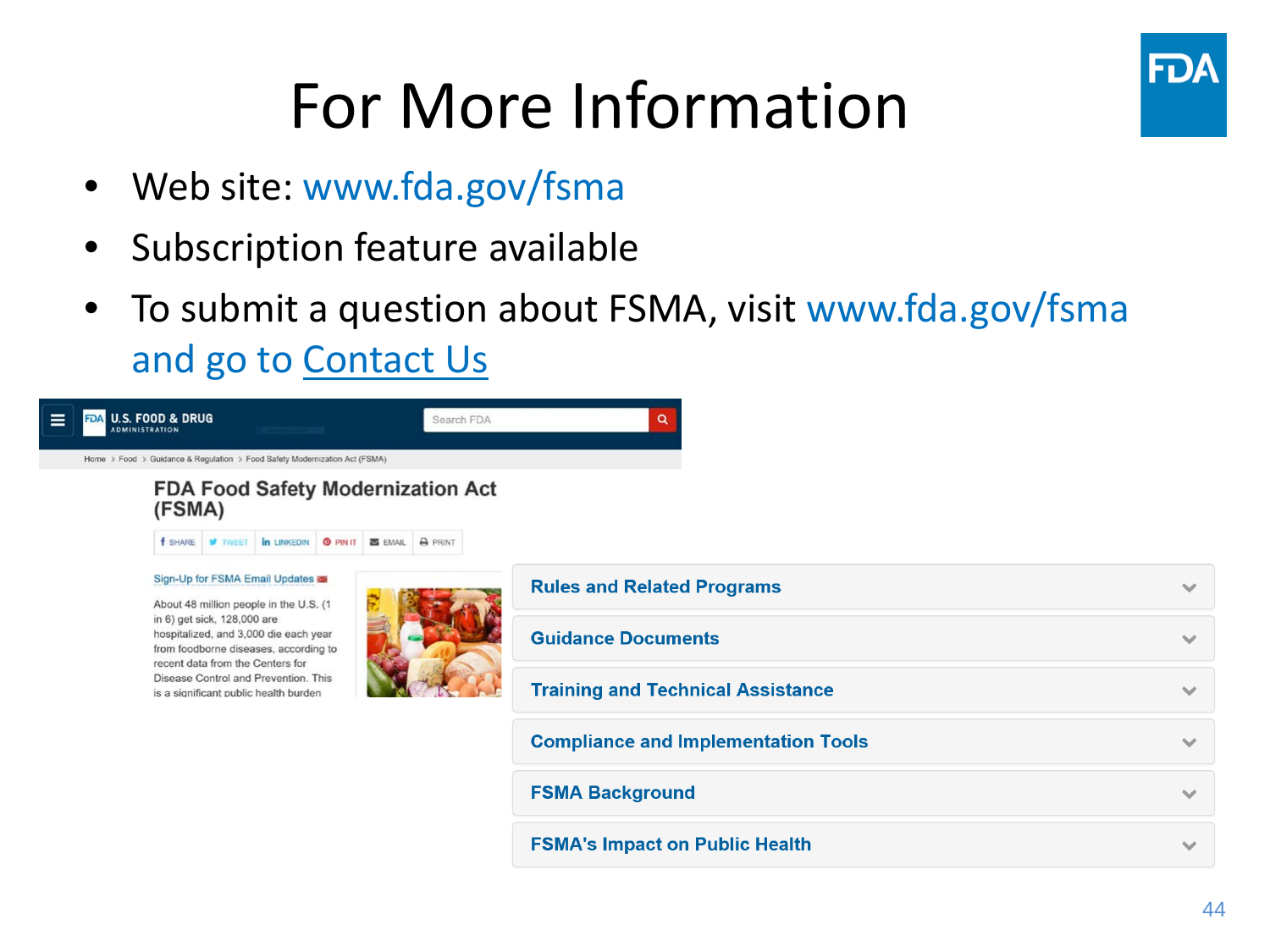# For More Information

- Web site: www.fda.gov/fsma
- Subscription feature available
- To submit a question about FSMA, visit www.fda.gov/fsma and go to Contact Us

U.S. FOOD & DRUG ADMINISTRATION

Search FDA

Home > Food > Guidance & Regulation > Food Safety Modernization Act (FSMA)

## FDA Food Safety Modernization Act (FSMA)

SHARE | TWEET | LINKEDIN | PIN IT | EMAIL | PRINT

Sign-Up for FSMA Email Updates

About 48 million people in the U.S. (1 in 6) get sick, 128,000 are hospitalized, and 3,000 die each year from foodborne diseases, according to recent data from the Centers for Disease Control and Prevention. This is a significant public health burden

- Rules and Related Programs
- Guidance Documents
- Training and Technical Assistance
- Compliance and Implementation Tools
- FSMA Background
- FSMA's Impact on Public Health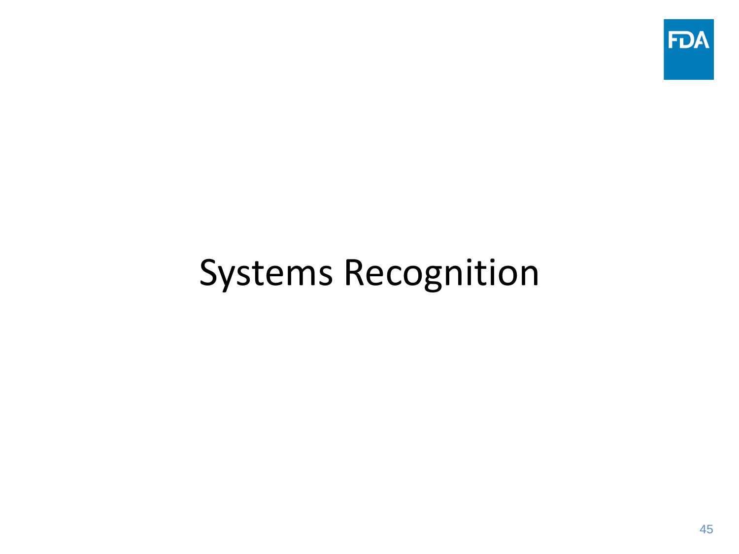# Systems Recognition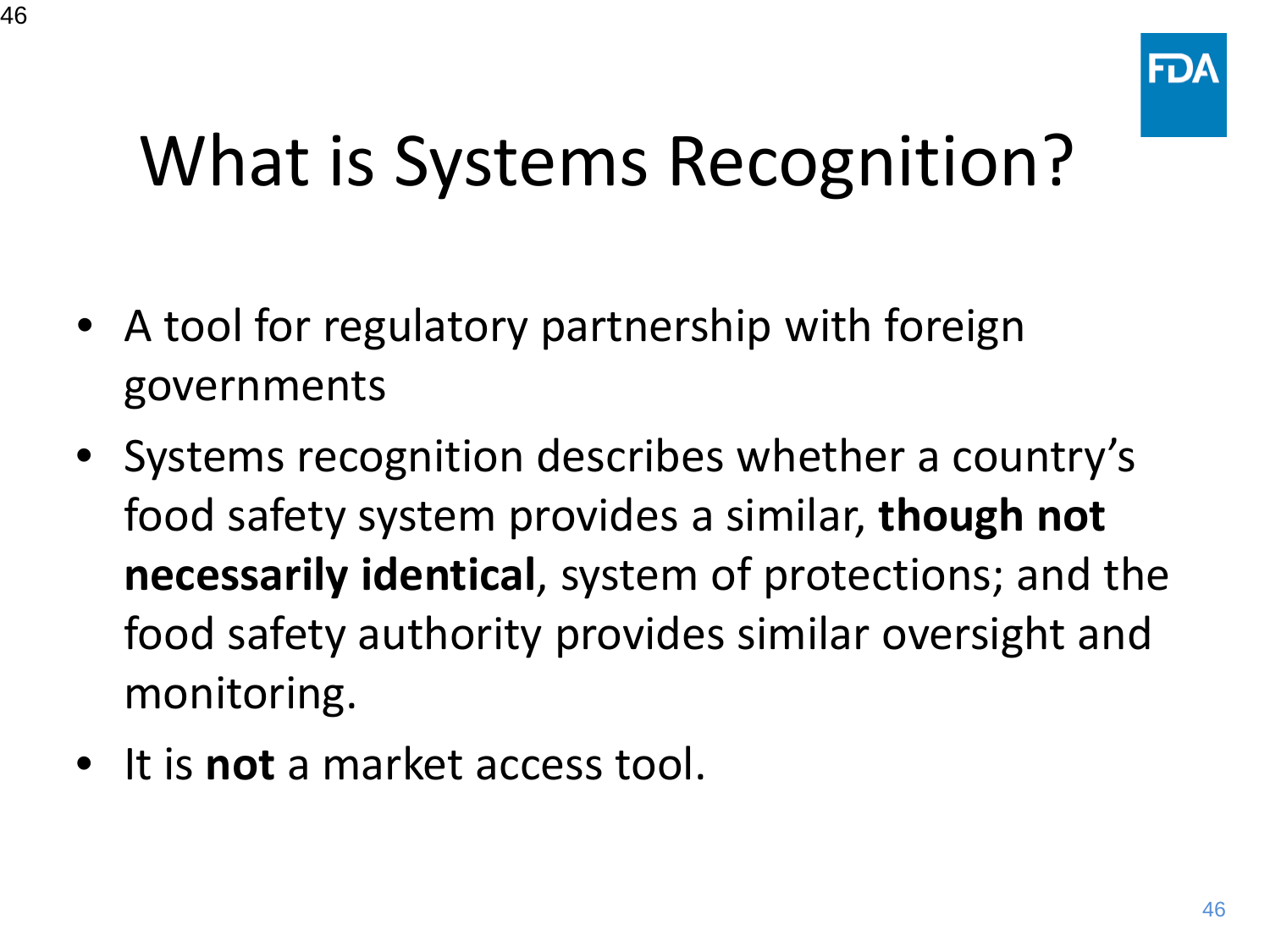# What is Systems Recognition?

- A tool for regulatory partnership with foreign governments
- Systems recognition describes whether a country's food safety system provides a similar, **though not necessarily identical**, system of protections; and the food safety authority provides similar oversight and monitoring.
- It is **not** a market access tool.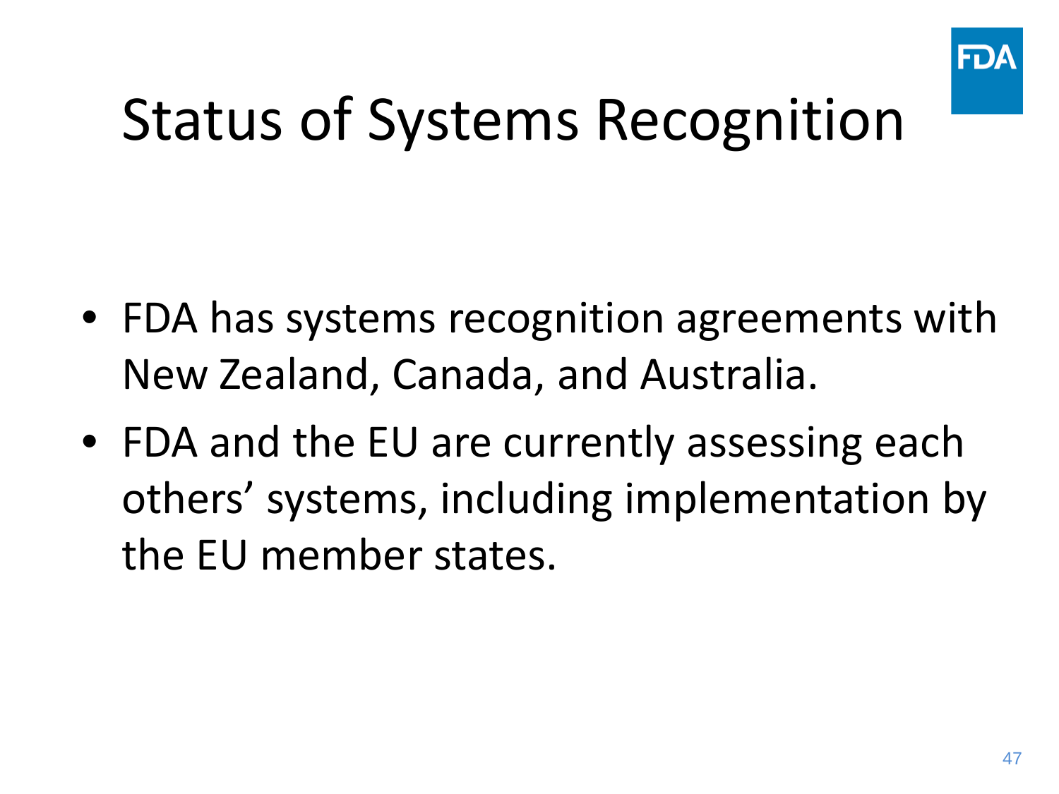# Status of Systems Recognition

- FDA has systems recognition agreements with New Zealand, Canada, and Australia.
- FDA and the EU are currently assessing each others' systems, including implementation by the EU member states.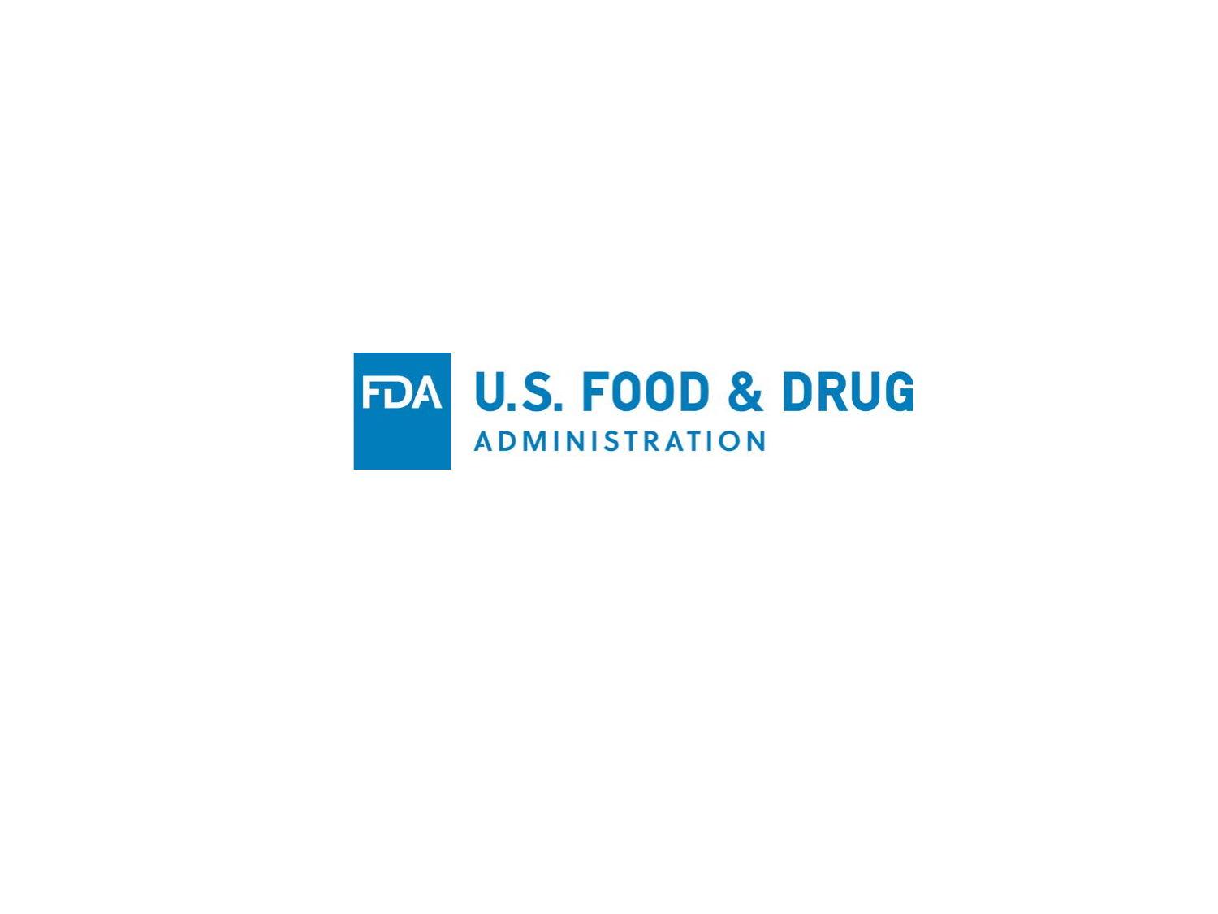FDA U.S. FOOD & DRUG ADMINISTRATION